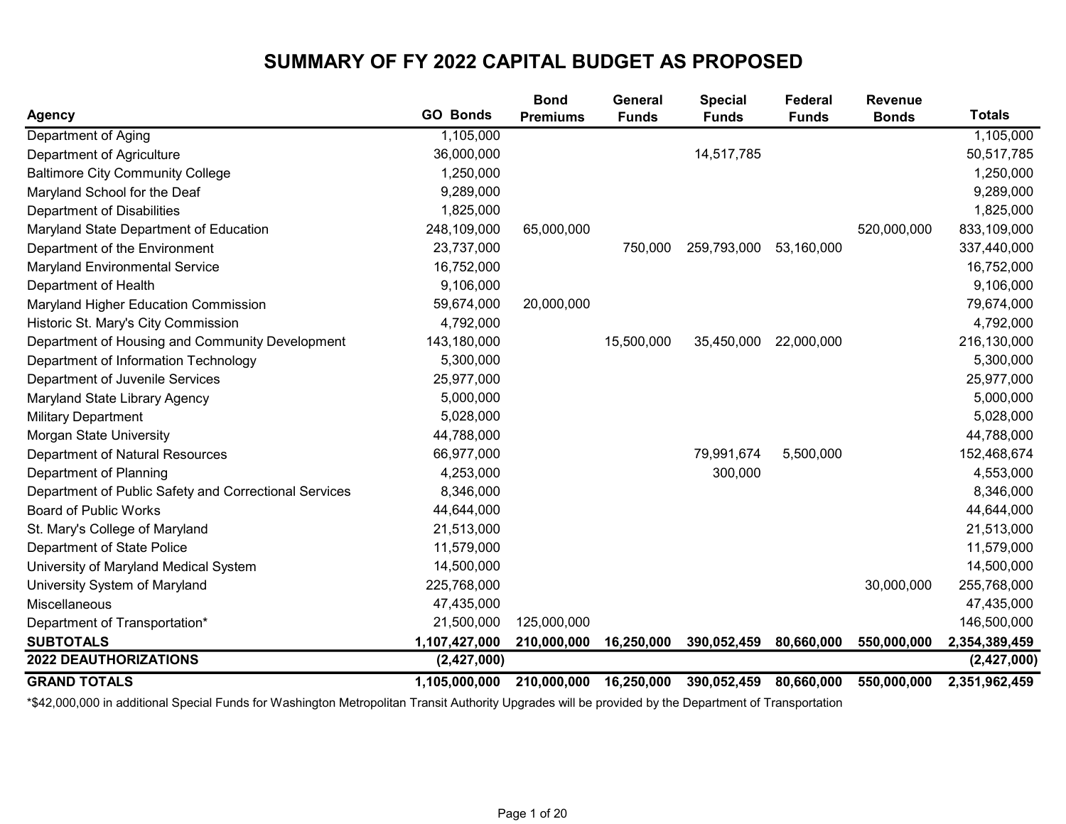# SUMMARY OF FY 2022 CAPITAL BUDGET AS PROPOSED

| Agency | GO Bonds | Bond Premiums | General Funds | Special Funds | Federal Funds | Revenue Bonds | Totals |
|---|---|---|---|---|---|---|---|
| Department of Aging | 1,105,000 | | | | | | 1,105,000 |
| Department of Agriculture | 36,000,000 | | | 14,517,785 | | | 50,517,785 |
| Baltimore City Community College | 1,250,000 | | | | | | 1,250,000 |
| Maryland School for the Deaf | 9,289,000 | | | | | | 9,289,000 |
| Department of Disabilities | 1,825,000 | | | | | | 1,825,000 |
| Maryland State Department of Education | 248,109,000 | 65,000,000 | | | | 520,000,000 | 833,109,000 |
| Department of the Environment | 23,737,000 | | 750,000 | 259,793,000 | 53,160,000 | | 337,440,000 |
| Maryland Environmental Service | 16,752,000 | | | | | | 16,752,000 |
| Department of Health | 9,106,000 | | | | | | 9,106,000 |
| Maryland Higher Education Commission | 59,674,000 | 20,000,000 | | | | | 79,674,000 |
| Historic St. Mary's City Commission | 4,792,000 | | | | | | 4,792,000 |
| Department of Housing and Community Development | 143,180,000 | | 15,500,000 | 35,450,000 | 22,000,000 | | 216,130,000 |
| Department of Information Technology | 5,300,000 | | | | | | 5,300,000 |
| Department of Juvenile Services | 25,977,000 | | | | | | 25,977,000 |
| Maryland State Library Agency | 5,000,000 | | | | | | 5,000,000 |
| Military Department | 5,028,000 | | | | | | 5,028,000 |
| Morgan State University | 44,788,000 | | | | | | 44,788,000 |
| Department of Natural Resources | 66,977,000 | | | 79,991,674 | 5,500,000 | | 152,468,674 |
| Department of Planning | 4,253,000 | | | 300,000 | | | 4,553,000 |
| Department of Public Safety and Correctional Services | 8,346,000 | | | | | | 8,346,000 |
| Board of Public Works | 44,644,000 | | | | | | 44,644,000 |
| St. Mary's College of Maryland | 21,513,000 | | | | | | 21,513,000 |
| Department of State Police | 11,579,000 | | | | | | 11,579,000 |
| University of Maryland Medical System | 14,500,000 | | | | | | 14,500,000 |
| University System of Maryland | 225,768,000 | | | | | 30,000,000 | 255,768,000 |
| Miscellaneous | 47,435,000 | | | | | | 47,435,000 |
| Department of Transportation* | 21,500,000 | 125,000,000 | | | | | 146,500,000 |
| **SUBTOTALS** | **1,107,427,000** | **210,000,000** | **16,250,000** | **390,052,459** | **80,660,000** | **550,000,000** | **2,354,389,459** |
| **2022 DEAUTHORIZATIONS** | **(2,427,000)** | | | | | | **(2,427,000)** |
| **GRAND TOTALS** | **1,105,000,000** | **210,000,000** | **16,250,000** | **390,052,459** | **80,660,000** | **550,000,000** | **2,351,962,459** |

*$42,000,000 in additional Special Funds for Washington Metropolitan Transit Authority Upgrades will be provided by the Department of Transportation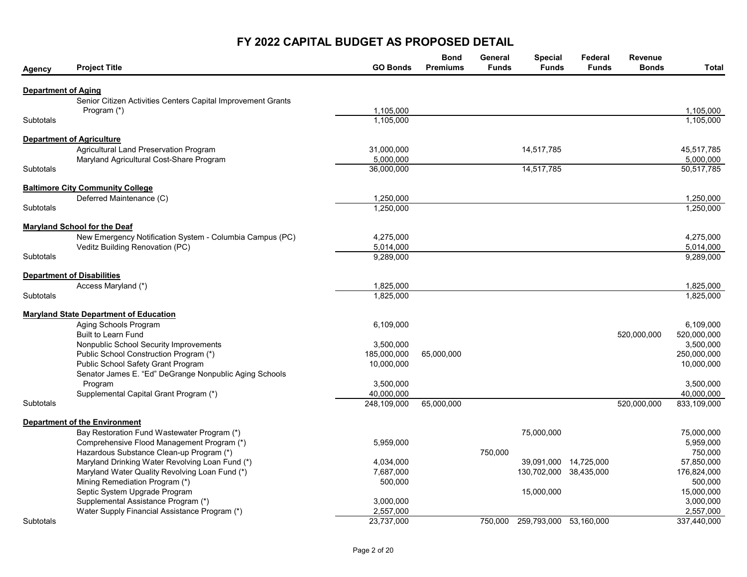# FY 2022 CAPITAL BUDGET AS PROPOSED DETAIL

| Agency | Project Title | GO Bonds | Bond Premiums | General Funds | Special Funds | Federal Funds | Revenue Bonds | Total |
|---|---|---|---|---|---|---|---|---|
| **Department of Aging** | | | | | | | | |
| | Senior Citizen Activities Centers Capital Improvement Grants Program (*) | 1,105,000 | | | | | | 1,105,000 |
| Subtotals | | 1,105,000 | | | | | | 1,105,000 |
| **Department of Agriculture** | | | | | | | | |
| | Agricultural Land Preservation Program | 31,000,000 | | | 14,517,785 | | | 45,517,785 |
| | Maryland Agricultural Cost-Share Program | 5,000,000 | | | | | | 5,000,000 |
| Subtotals | | 36,000,000 | | | 14,517,785 | | | 50,517,785 |
| **Baltimore City Community College** | | | | | | | | |
| | Deferred Maintenance (C) | 1,250,000 | | | | | | 1,250,000 |
| Subtotals | | 1,250,000 | | | | | | 1,250,000 |
| **Maryland School for the Deaf** | | | | | | | | |
| | New Emergency Notification System - Columbia Campus (PC) | 4,275,000 | | | | | | 4,275,000 |
| | Veditz Building Renovation (PC) | 5,014,000 | | | | | | 5,014,000 |
| Subtotals | | 9,289,000 | | | | | | 9,289,000 |
| **Department of Disabilities** | | | | | | | | |
| | Access Maryland (*) | 1,825,000 | | | | | | 1,825,000 |
| Subtotals | | 1,825,000 | | | | | | 1,825,000 |
| **Maryland State Department of Education** | | | | | | | | |
| | Aging Schools Program | 6,109,000 | | | | | | 6,109,000 |
| | Built to Learn Fund | | | | | | 520,000,000 | 520,000,000 |
| | Nonpublic School Security Improvements | 3,500,000 | | | | | | 3,500,000 |
| | Public School Construction Program (*) | 185,000,000 | 65,000,000 | | | | | 250,000,000 |
| | Public School Safety Grant Program | 10,000,000 | | | | | | 10,000,000 |
| | Senator James E. "Ed" DeGrange Nonpublic Aging Schools Program | 3,500,000 | | | | | | 3,500,000 |
| | Supplemental Capital Grant Program (*) | 40,000,000 | | | | | | 40,000,000 |
| Subtotals | | 248,109,000 | 65,000,000 | | | | 520,000,000 | 833,109,000 |
| **Department of the Environment** | | | | | | | | |
| | Bay Restoration Fund Wastewater Program (*) | | | | 75,000,000 | | | 75,000,000 |
| | Comprehensive Flood Management Program (*) | 5,959,000 | | | | | | 5,959,000 |
| | Hazardous Substance Clean-up Program (*) | | | 750,000 | | | | 750,000 |
| | Maryland Drinking Water Revolving Loan Fund (*) | 4,034,000 | | | 39,091,000 | 14,725,000 | | 57,850,000 |
| | Maryland Water Quality Revolving Loan Fund (*) | 7,687,000 | | | 130,702,000 | 38,435,000 | | 176,824,000 |
| | Mining Remediation Program (*) | 500,000 | | | | | | 500,000 |
| | Septic System Upgrade Program | | | | 15,000,000 | | | 15,000,000 |
| | Supplemental Assistance Program (*) | 3,000,000 | | | | | | 3,000,000 |
| | Water Supply Financial Assistance Program (*) | 2,557,000 | | | | | | 2,557,000 |
| Subtotals | | 23,737,000 | | 750,000 | 259,793,000 | 53,160,000 | | 337,440,000 |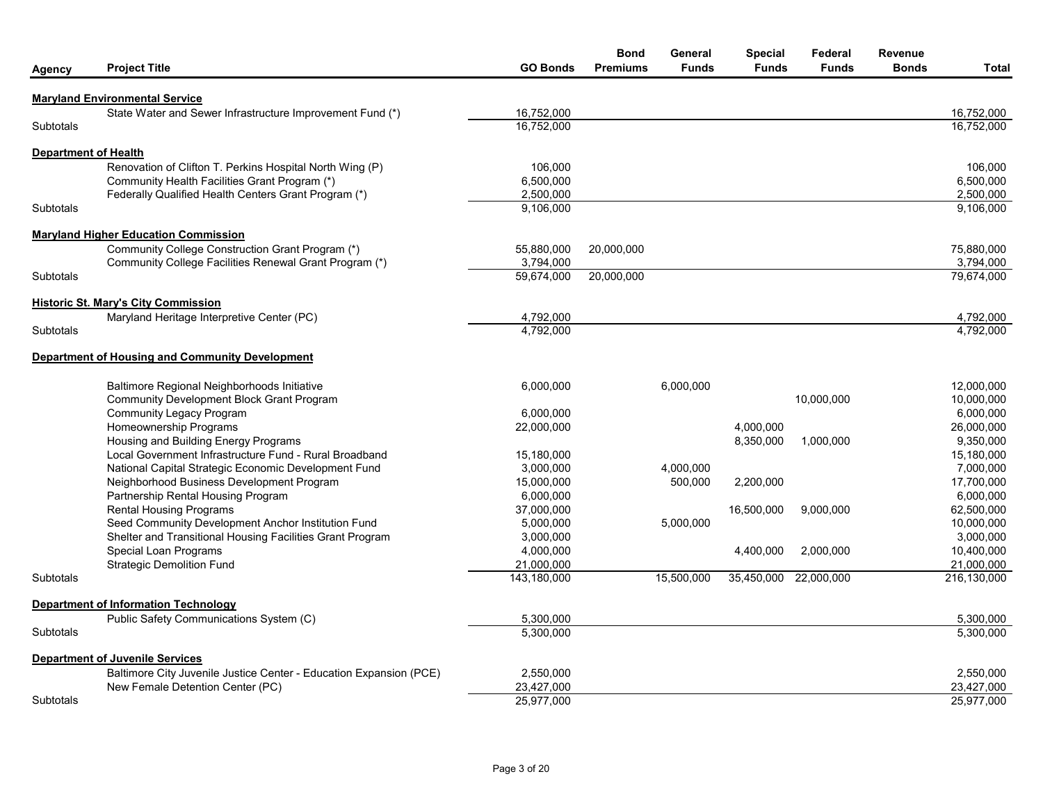| Agency | Project Title | GO Bonds | Bond Premiums | General Funds | Special Funds | Federal Funds | Revenue Bonds | Total |
|---|---|---|---|---|---|---|---|---|
| **Maryland Environmental Service** | | | | | | | | |
| | State Water and Sewer Infrastructure Improvement Fund (*) | 16,752,000 | | | | | | 16,752,000 |
| Subtotals | | 16,752,000 | | | | | | 16,752,000 |
| **Department of Health** | | | | | | | | |
| | Renovation of Clifton T. Perkins Hospital North Wing (P) | 106,000 | | | | | | 106,000 |
| | Community Health Facilities Grant Program (*) | 6,500,000 | | | | | | 6,500,000 |
| | Federally Qualified Health Centers Grant Program (*) | 2,500,000 | | | | | | 2,500,000 |
| Subtotals | | 9,106,000 | | | | | | 9,106,000 |
| **Maryland Higher Education Commission** | | | | | | | | |
| | Community College Construction Grant Program (*) | 55,880,000 | 20,000,000 | | | | | 75,880,000 |
| | Community College Facilities Renewal Grant Program (*) | 3,794,000 | | | | | | 3,794,000 |
| Subtotals | | 59,674,000 | 20,000,000 | | | | | 79,674,000 |
| **Historic St. Mary's City Commission** | | | | | | | | |
| | Maryland Heritage Interpretive Center (PC) | 4,792,000 | | | | | | 4,792,000 |
| Subtotals | | 4,792,000 | | | | | | 4,792,000 |
| **Department of Housing and Community Development** | | | | | | | | |
| | Baltimore Regional Neighborhoods Initiative | 6,000,000 | | 6,000,000 | | | | 12,000,000 |
| | Community Development Block Grant Program | | | | | 10,000,000 | | 10,000,000 |
| | Community Legacy Program | 6,000,000 | | | | | | 6,000,000 |
| | Homeownership Programs | 22,000,000 | | | 4,000,000 | | | 26,000,000 |
| | Housing and Building Energy Programs | | | | 8,350,000 | 1,000,000 | | 9,350,000 |
| | Local Government Infrastructure Fund - Rural Broadband | 15,180,000 | | | | | | 15,180,000 |
| | National Capital Strategic Economic Development Fund | 3,000,000 | | 4,000,000 | | | | 7,000,000 |
| | Neighborhood Business Development Program | 15,000,000 | | 500,000 | 2,200,000 | | | 17,700,000 |
| | Partnership Rental Housing Program | 6,000,000 | | | | | | 6,000,000 |
| | Rental Housing Programs | 37,000,000 | | | 16,500,000 | 9,000,000 | | 62,500,000 |
| | Seed Community Development Anchor Institution Fund | 5,000,000 | | 5,000,000 | | | | 10,000,000 |
| | Shelter and Transitional Housing Facilities Grant Program | 3,000,000 | | | | | | 3,000,000 |
| | Special Loan Programs | 4,000,000 | | | 4,400,000 | 2,000,000 | | 10,400,000 |
| | Strategic Demolition Fund | 21,000,000 | | | | | | 21,000,000 |
| Subtotals | | 143,180,000 | | 15,500,000 | 35,450,000 | 22,000,000 | | 216,130,000 |
| **Department of Information Technology** | | | | | | | | |
| | Public Safety Communications System (C) | 5,300,000 | | | | | | 5,300,000 |
| Subtotals | | 5,300,000 | | | | | | 5,300,000 |
| **Department of Juvenile Services** | | | | | | | | |
| | Baltimore City Juvenile Justice Center - Education Expansion (PCE) | 2,550,000 | | | | | | 2,550,000 |
| | New Female Detention Center (PC) | 23,427,000 | | | | | | 23,427,000 |
| Subtotals | | 25,977,000 | | | | | | 25,977,000 |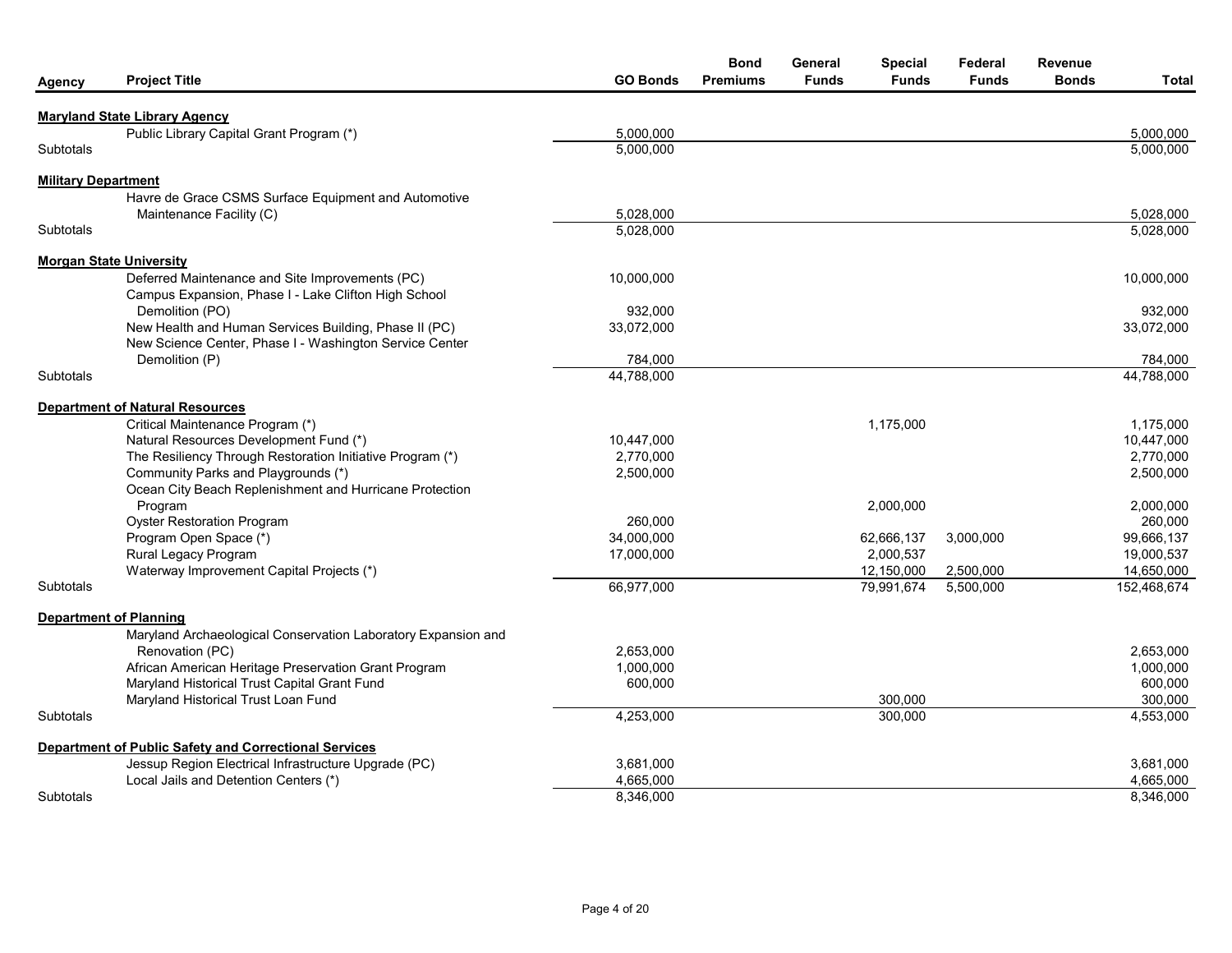| Agency | Project Title | GO Bonds | Bond Premiums | General Funds | Special Funds | Federal Funds | Revenue Bonds | Total |
|---|---|---|---|---|---|---|---|---|
| **Maryland State Library Agency** | | | | | | | | |
| | Public Library Capital Grant Program (*) | 5,000,000 | | | | | | 5,000,000 |
| Subtotals | | 5,000,000 | | | | | | 5,000,000 |
| **Military Department** | | | | | | | | |
| | Havre de Grace CSMS Surface Equipment and Automotive Maintenance Facility (C) | 5,028,000 | | | | | | 5,028,000 |
| Subtotals | | 5,028,000 | | | | | | 5,028,000 |
| **Morgan State University** | | | | | | | | |
| | Deferred Maintenance and Site Improvements (PC) | 10,000,000 | | | | | | 10,000,000 |
| | Campus Expansion, Phase I - Lake Clifton High School Demolition (PO) | 932,000 | | | | | | 932,000 |
| | New Health and Human Services Building, Phase II (PC) | 33,072,000 | | | | | | 33,072,000 |
| | New Science Center, Phase I - Washington Service Center Demolition (P) | 784,000 | | | | | | 784,000 |
| Subtotals | | 44,788,000 | | | | | | 44,788,000 |
| **Department of Natural Resources** | | | | | | | | |
| | Critical Maintenance Program (*) | | | | 1,175,000 | | | 1,175,000 |
| | Natural Resources Development Fund (*) | 10,447,000 | | | | | | 10,447,000 |
| | The Resiliency Through Restoration Initiative Program (*) | 2,770,000 | | | | | | 2,770,000 |
| | Community Parks and Playgrounds (*) | 2,500,000 | | | | | | 2,500,000 |
| | Ocean City Beach Replenishment and Hurricane Protection Program | | | | 2,000,000 | | | 2,000,000 |
| | Oyster Restoration Program | 260,000 | | | | | | 260,000 |
| | Program Open Space (*) | 34,000,000 | | | 62,666,137 | 3,000,000 | | 99,666,137 |
| | Rural Legacy Program | 17,000,000 | | | 2,000,537 | | | 19,000,537 |
| | Waterway Improvement Capital Projects (*) | | | | 12,150,000 | 2,500,000 | | 14,650,000 |
| Subtotals | | 66,977,000 | | | 79,991,674 | 5,500,000 | | 152,468,674 |
| **Department of Planning** | | | | | | | | |
| | Maryland Archaeological Conservation Laboratory Expansion and Renovation (PC) | 2,653,000 | | | | | | 2,653,000 |
| | African American Heritage Preservation Grant Program | 1,000,000 | | | | | | 1,000,000 |
| | Maryland Historical Trust Capital Grant Fund | 600,000 | | | | | | 600,000 |
| | Maryland Historical Trust Loan Fund | | | | 300,000 | | | 300,000 |
| Subtotals | | 4,253,000 | | | 300,000 | | | 4,553,000 |
| **Department of Public Safety and Correctional Services** | | | | | | | | |
| | Jessup Region Electrical Infrastructure Upgrade (PC) | 3,681,000 | | | | | | 3,681,000 |
| | Local Jails and Detention Centers (*) | 4,665,000 | | | | | | 4,665,000 |
| Subtotals | | 8,346,000 | | | | | | 8,346,000 |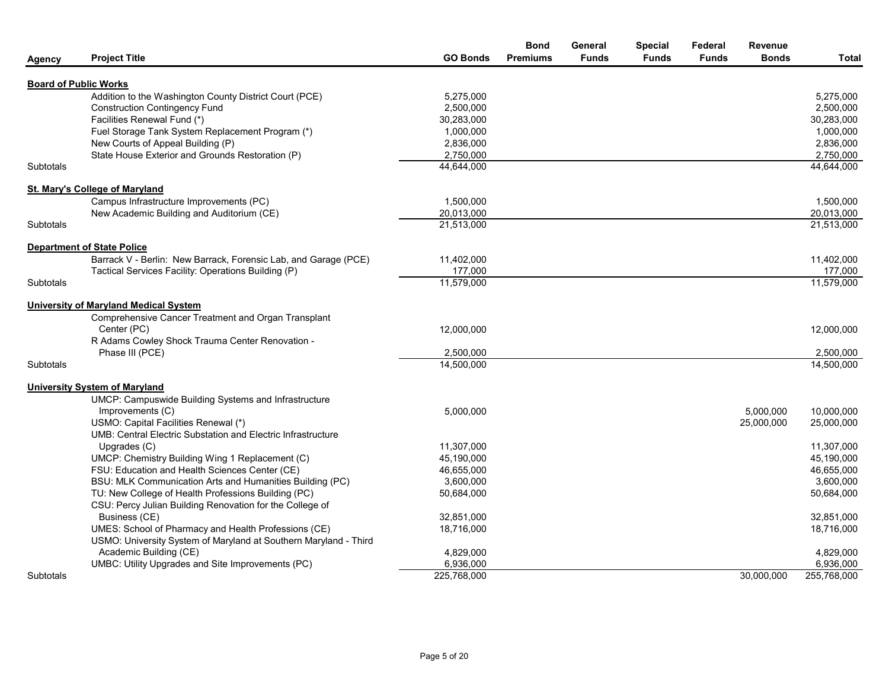| Agency | Project Title | GO Bonds | Bond Premiums | General Funds | Special Funds | Federal Funds | Revenue Bonds | Total |
|---|---|---|---|---|---|---|---|---|
| **Board of Public Works** | | | | | | | | |
| | Addition to the Washington County District Court (PCE) | 5,275,000 | | | | | | 5,275,000 |
| | Construction Contingency Fund | 2,500,000 | | | | | | 2,500,000 |
| | Facilities Renewal Fund (*) | 30,283,000 | | | | | | 30,283,000 |
| | Fuel Storage Tank System Replacement Program (*) | 1,000,000 | | | | | | 1,000,000 |
| | New Courts of Appeal Building (P) | 2,836,000 | | | | | | 2,836,000 |
| | State House Exterior and Grounds Restoration (P) | 2,750,000 | | | | | | 2,750,000 |
| Subtotals | | 44,644,000 | | | | | | 44,644,000 |
| **St. Mary's College of Maryland** | | | | | | | | |
| | Campus Infrastructure Improvements (PC) | 1,500,000 | | | | | | 1,500,000 |
| | New Academic Building and Auditorium (CE) | 20,013,000 | | | | | | 20,013,000 |
| Subtotals | | 21,513,000 | | | | | | 21,513,000 |
| **Department of State Police** | | | | | | | | |
| | Barrack V - Berlin: New Barrack, Forensic Lab, and Garage (PCE) | 11,402,000 | | | | | | 11,402,000 |
| | Tactical Services Facility: Operations Building (P) | 177,000 | | | | | | 177,000 |
| Subtotals | | 11,579,000 | | | | | | 11,579,000 |
| **University of Maryland Medical System** | | | | | | | | |
| | Comprehensive Cancer Treatment and Organ Transplant Center (PC) | 12,000,000 | | | | | | 12,000,000 |
| | R Adams Cowley Shock Trauma Center Renovation - Phase III (PCE) | 2,500,000 | | | | | | 2,500,000 |
| Subtotals | | 14,500,000 | | | | | | 14,500,000 |
| **University System of Maryland** | | | | | | | | |
| | UMCP: Campuswide Building Systems and Infrastructure Improvements (C) | 5,000,000 | | | | | 5,000,000 | 10,000,000 |
| | USMO: Capital Facilities Renewal (*) | | | | | | 25,000,000 | 25,000,000 |
| | UMB: Central Electric Substation and Electric Infrastructure Upgrades (C) | 11,307,000 | | | | | | 11,307,000 |
| | UMCP: Chemistry Building Wing 1 Replacement (C) | 45,190,000 | | | | | | 45,190,000 |
| | FSU: Education and Health Sciences Center (CE) | 46,655,000 | | | | | | 46,655,000 |
| | BSU: MLK Communication Arts and Humanities Building (PC) | 3,600,000 | | | | | | 3,600,000 |
| | TU: New College of Health Professions Building (PC) | 50,684,000 | | | | | | 50,684,000 |
| | CSU: Percy Julian Building Renovation for the College of Business (CE) | 32,851,000 | | | | | | 32,851,000 |
| | UMES: School of Pharmacy and Health Professions (CE) | 18,716,000 | | | | | | 18,716,000 |
| | USMO: University System of Maryland at Southern Maryland - Third Academic Building (CE) | 4,829,000 | | | | | | 4,829,000 |
| | UMBC: Utility Upgrades and Site Improvements (PC) | 6,936,000 | | | | | | 6,936,000 |
| Subtotals | | 225,768,000 | | | | | 30,000,000 | 255,768,000 |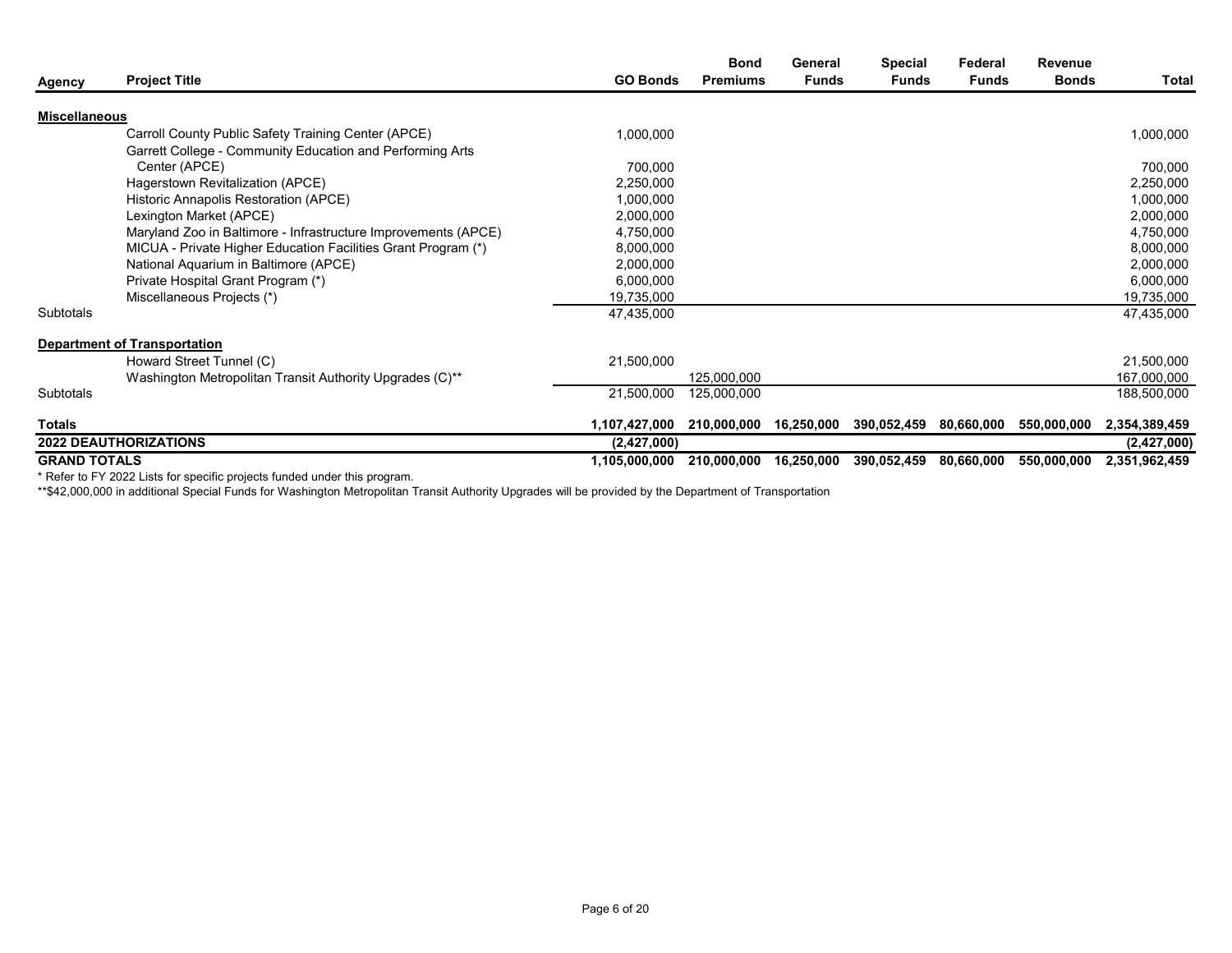| Agency | Project Title | GO Bonds | Bond Premiums | General Funds | Special Funds | Federal Funds | Revenue Bonds | Total |
|---|---|---|---|---|---|---|---|---|
| **Miscellaneous** | | | | | | | | |
| | Carroll County Public Safety Training Center (APCE) | 1,000,000 | | | | | | 1,000,000 |
| | Garrett College - Community Education and Performing Arts Center (APCE) | 700,000 | | | | | | 700,000 |
| | Hagerstown Revitalization (APCE) | 2,250,000 | | | | | | 2,250,000 |
| | Historic Annapolis Restoration (APCE) | 1,000,000 | | | | | | 1,000,000 |
| | Lexington Market (APCE) | 2,000,000 | | | | | | 2,000,000 |
| | Maryland Zoo in Baltimore - Infrastructure Improvements (APCE) | 4,750,000 | | | | | | 4,750,000 |
| | MICUA - Private Higher Education Facilities Grant Program (*) | 8,000,000 | | | | | | 8,000,000 |
| | National Aquarium in Baltimore (APCE) | 2,000,000 | | | | | | 2,000,000 |
| | Private Hospital Grant Program (*) | 6,000,000 | | | | | | 6,000,000 |
| | Miscellaneous Projects (*) | 19,735,000 | | | | | | 19,735,000 |
| Subtotals | | 47,435,000 | | | | | | 47,435,000 |
| **Department of Transportation** | | | | | | | | |
| | Howard Street Tunnel (C) | 21,500,000 | | | | | | 21,500,000 |
| | Washington Metropolitan Transit Authority Upgrades (C)** | | 125,000,000 | | | | | 167,000,000 |
| Subtotals | | 21,500,000 | 125,000,000 | | | | | 188,500,000 |
| **Totals** | | **1,107,427,000** | **210,000,000** | **16,250,000** | **390,052,459** | **80,660,000** | **550,000,000** | **2,354,389,459** |
| **2022 DEAUTHORIZATIONS** | | **(2,427,000)** | | | | | | **(2,427,000)** |
| **GRAND TOTALS** | | **1,105,000,000** | **210,000,000** | **16,250,000** | **390,052,459** | **80,660,000** | **550,000,000** | **2,351,962,459** |

* Refer to FY 2022 Lists for specific projects funded under this program.

**$42,000,000 in additional Special Funds for Washington Metropolitan Transit Authority Upgrades will be provided by the Department of Transportation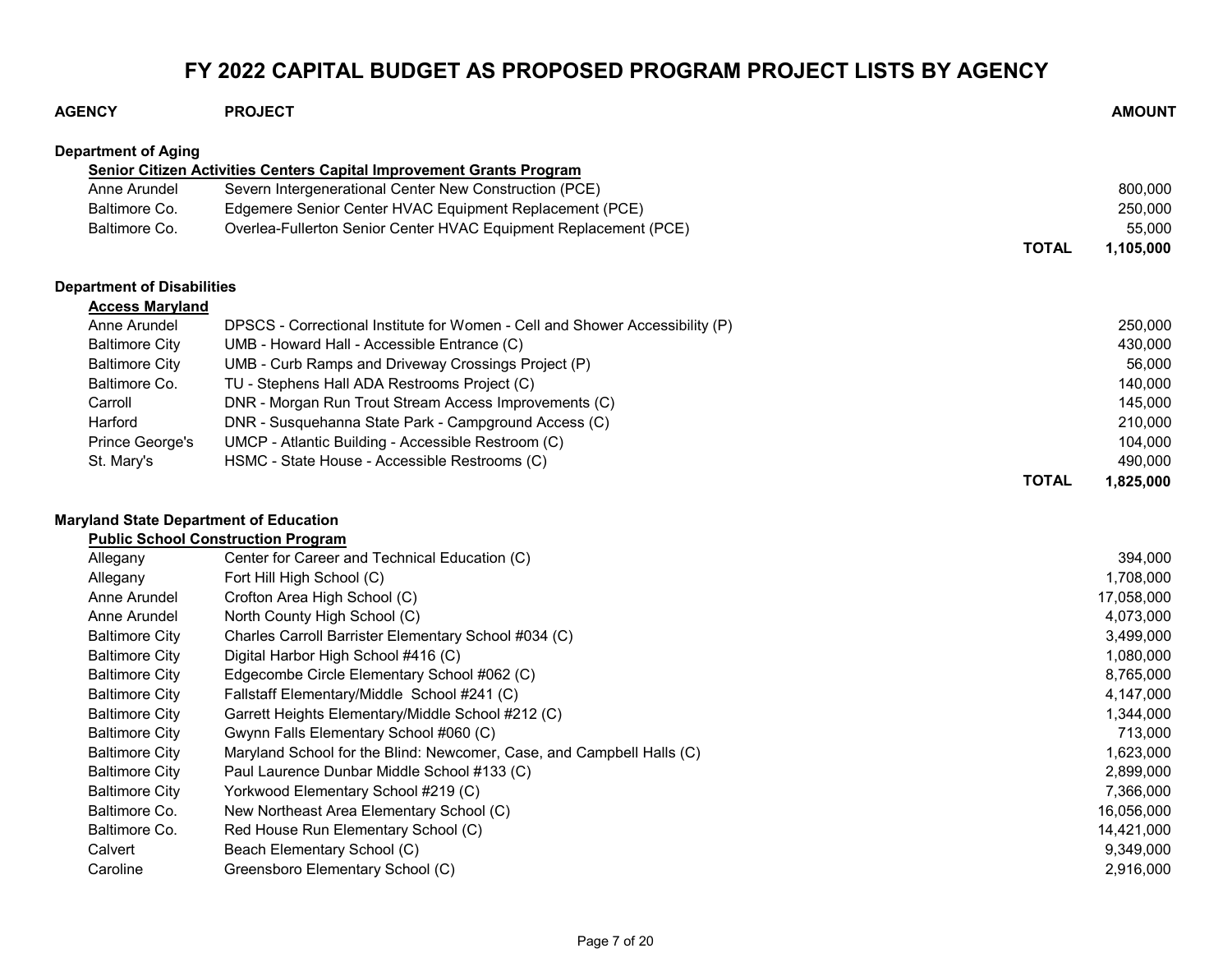# FY 2022 CAPITAL BUDGET AS PROPOSED PROGRAM PROJECT LISTS BY AGENCY

| AGENCY | PROJECT | | AMOUNT |
|---|---|---|---|
| **Department of Aging** | | | |
| | **Senior Citizen Activities Centers Capital Improvement Grants Program** | | |
| Anne Arundel | Severn Intergenerational Center New Construction (PCE) | | 800,000 |
| Baltimore Co. | Edgemere Senior Center HVAC Equipment Replacement (PCE) | | 250,000 |
| Baltimore Co. | Overlea-Fullerton Senior Center HVAC Equipment Replacement (PCE) | | 55,000 |
| | | **TOTAL** | **1,105,000** |
| **Department of Disabilities** | | | |
| **Access Maryland** | | | |
| Anne Arundel | DPSCS - Correctional Institute for Women - Cell and Shower Accessibility (P) | | 250,000 |
| Baltimore City | UMB - Howard Hall - Accessible Entrance (C) | | 430,000 |
| Baltimore City | UMB - Curb Ramps and Driveway Crossings Project (P) | | 56,000 |
| Baltimore Co. | TU - Stephens Hall ADA Restrooms Project (C) | | 140,000 |
| Carroll | DNR - Morgan Run Trout Stream Access Improvements (C) | | 145,000 |
| Harford | DNR - Susquehanna State Park - Campground Access (C) | | 210,000 |
| Prince George's | UMCP - Atlantic Building - Accessible Restroom (C) | | 104,000 |
| St. Mary's | HSMC - State House - Accessible Restrooms (C) | | 490,000 |
| | | **TOTAL** | **1,825,000** |
| **Maryland State Department of Education** | | | |
| **Public School Construction Program** | | | |
| Allegany | Center for Career and Technical Education (C) | | 394,000 |
| Allegany | Fort Hill High School (C) | | 1,708,000 |
| Anne Arundel | Crofton Area High School (C) | | 17,058,000 |
| Anne Arundel | North County High School (C) | | 4,073,000 |
| Baltimore City | Charles Carroll Barrister Elementary School #034 (C) | | 3,499,000 |
| Baltimore City | Digital Harbor High School #416 (C) | | 1,080,000 |
| Baltimore City | Edgecombe Circle Elementary School #062 (C) | | 8,765,000 |
| Baltimore City | Fallstaff Elementary/Middle School #241 (C) | | 4,147,000 |
| Baltimore City | Garrett Heights Elementary/Middle School #212 (C) | | 1,344,000 |
| Baltimore City | Gwynn Falls Elementary School #060 (C) | | 713,000 |
| Baltimore City | Maryland School for the Blind: Newcomer, Case, and Campbell Halls (C) | | 1,623,000 |
| Baltimore City | Paul Laurence Dunbar Middle School #133 (C) | | 2,899,000 |
| Baltimore City | Yorkwood Elementary School #219 (C) | | 7,366,000 |
| Baltimore Co. | New Northeast Area Elementary School (C) | | 16,056,000 |
| Baltimore Co. | Red House Run Elementary School (C) | | 14,421,000 |
| Calvert | Beach Elementary School (C) | | 9,349,000 |
| Caroline | Greensboro Elementary School (C) | | 2,916,000 |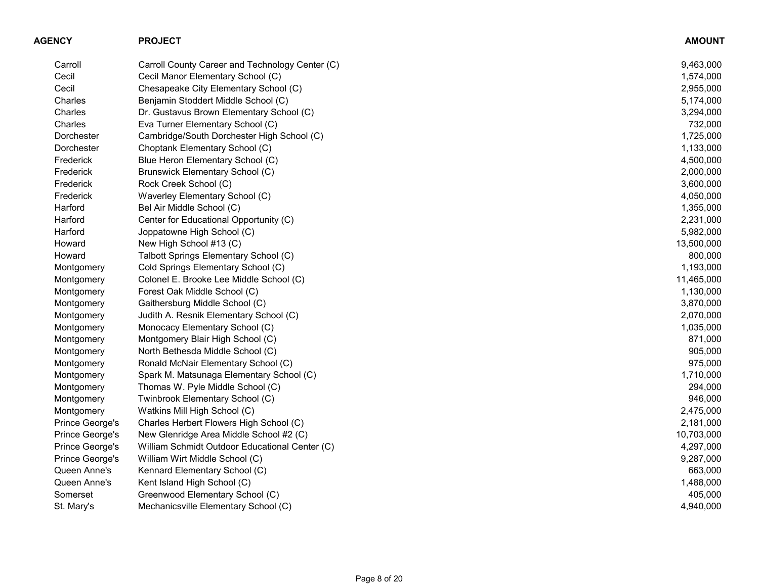| AGENCY | PROJECT | AMOUNT |
|---|---|---|
| Carroll | Carroll County Career and Technology Center (C) | 9,463,000 |
| Cecil | Cecil Manor Elementary School (C) | 1,574,000 |
| Cecil | Chesapeake City Elementary School (C) | 2,955,000 |
| Charles | Benjamin Stoddert Middle School (C) | 5,174,000 |
| Charles | Dr. Gustavus Brown Elementary School (C) | 3,294,000 |
| Charles | Eva Turner Elementary School (C) | 732,000 |
| Dorchester | Cambridge/South Dorchester High School (C) | 1,725,000 |
| Dorchester | Choptank Elementary School (C) | 1,133,000 |
| Frederick | Blue Heron Elementary School (C) | 4,500,000 |
| Frederick | Brunswick Elementary School (C) | 2,000,000 |
| Frederick | Rock Creek School (C) | 3,600,000 |
| Frederick | Waverley Elementary School (C) | 4,050,000 |
| Harford | Bel Air Middle School (C) | 1,355,000 |
| Harford | Center for Educational Opportunity (C) | 2,231,000 |
| Harford | Joppatowne High School (C) | 5,982,000 |
| Howard | New High School #13 (C) | 13,500,000 |
| Howard | Talbott Springs Elementary School (C) | 800,000 |
| Montgomery | Cold Springs Elementary School (C) | 1,193,000 |
| Montgomery | Colonel E. Brooke Lee Middle School (C) | 11,465,000 |
| Montgomery | Forest Oak Middle School (C) | 1,130,000 |
| Montgomery | Gaithersburg Middle School (C) | 3,870,000 |
| Montgomery | Judith A. Resnik Elementary School (C) | 2,070,000 |
| Montgomery | Monocacy Elementary School (C) | 1,035,000 |
| Montgomery | Montgomery Blair High School (C) | 871,000 |
| Montgomery | North Bethesda Middle School (C) | 905,000 |
| Montgomery | Ronald McNair Elementary School (C) | 975,000 |
| Montgomery | Spark M. Matsunaga Elementary School (C) | 1,710,000 |
| Montgomery | Thomas W. Pyle Middle School (C) | 294,000 |
| Montgomery | Twinbrook Elementary School (C) | 946,000 |
| Montgomery | Watkins Mill High School (C) | 2,475,000 |
| Prince George's | Charles Herbert Flowers High School (C) | 2,181,000 |
| Prince George's | New Glenridge Area Middle School #2 (C) | 10,703,000 |
| Prince George's | William Schmidt Outdoor Educational Center (C) | 4,297,000 |
| Prince George's | William Wirt Middle School (C) | 9,287,000 |
| Queen Anne's | Kennard Elementary School (C) | 663,000 |
| Queen Anne's | Kent Island High School (C) | 1,488,000 |
| Somerset | Greenwood Elementary School (C) | 405,000 |
| St. Mary's | Mechanicsville Elementary School (C) | 4,940,000 |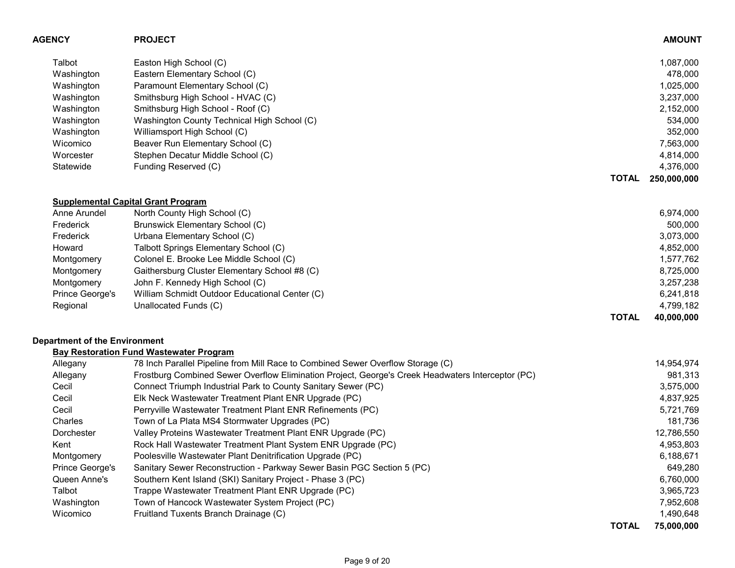| AGENCY | PROJECT | | AMOUNT |
|---|---|---|---|
| Talbot | Easton High School (C) | | 1,087,000 |
| Washington | Eastern Elementary School (C) | | 478,000 |
| Washington | Paramount Elementary School (C) | | 1,025,000 |
| Washington | Smithsburg High School - HVAC (C) | | 3,237,000 |
| Washington | Smithsburg High School - Roof (C) | | 2,152,000 |
| Washington | Washington County Technical High School (C) | | 534,000 |
| Washington | Williamsport High School (C) | | 352,000 |
| Wicomico | Beaver Run Elementary School (C) | | 7,563,000 |
| Worcester | Stephen Decatur Middle School (C) | | 4,814,000 |
| Statewide | Funding Reserved (C) | | 4,376,000 |
| | | **TOTAL** | **250,000,000** |
| **Supplemental Capital Grant Program** | | | |
| Anne Arundel | North County High School (C) | | 6,974,000 |
| Frederick | Brunswick Elementary School (C) | | 500,000 |
| Frederick | Urbana Elementary School (C) | | 3,073,000 |
| Howard | Talbott Springs Elementary School (C) | | 4,852,000 |
| Montgomery | Colonel E. Brooke Lee Middle School (C) | | 1,577,762 |
| Montgomery | Gaithersburg Cluster Elementary School #8 (C) | | 8,725,000 |
| Montgomery | John F. Kennedy High School (C) | | 3,257,238 |
| Prince George's | William Schmidt Outdoor Educational Center (C) | | 6,241,818 |
| Regional | Unallocated Funds (C) | | 4,799,182 |
| | | **TOTAL** | **40,000,000** |
| **Department of the Environment** | | | |
| **Bay Restoration Fund Wastewater Program** | | | |
| Allegany | 78 Inch Parallel Pipeline from Mill Race to Combined Sewer Overflow Storage (C) | | 14,954,974 |
| Allegany | Frostburg Combined Sewer Overflow Elimination Project, George's Creek Headwaters Interceptor (PC) | | 981,313 |
| Cecil | Connect Triumph Industrial Park to County Sanitary Sewer (PC) | | 3,575,000 |
| Cecil | Elk Neck Wastewater Treatment Plant ENR Upgrade (PC) | | 4,837,925 |
| Cecil | Perryville Wastewater Treatment Plant ENR Refinements (PC) | | 5,721,769 |
| Charles | Town of La Plata MS4 Stormwater Upgrades (PC) | | 181,736 |
| Dorchester | Valley Proteins Wastewater Treatment Plant ENR Upgrade (PC) | | 12,786,550 |
| Kent | Rock Hall Wastewater Treatment Plant System ENR Upgrade (PC) | | 4,953,803 |
| Montgomery | Poolesville Wastewater Plant Denitrification Upgrade (PC) | | 6,188,671 |
| Prince George's | Sanitary Sewer Reconstruction - Parkway Sewer Basin PGC Section 5 (PC) | | 649,280 |
| Queen Anne's | Southern Kent Island (SKI) Sanitary Project - Phase 3 (PC) | | 6,760,000 |
| Talbot | Trappe Wastewater Treatment Plant ENR Upgrade (PC) | | 3,965,723 |
| Washington | Town of Hancock Wastewater System Project (PC) | | 7,952,608 |
| Wicomico | Fruitland Tuxents Branch Drainage (C) | | 1,490,648 |
| | | **TOTAL** | **75,000,000** |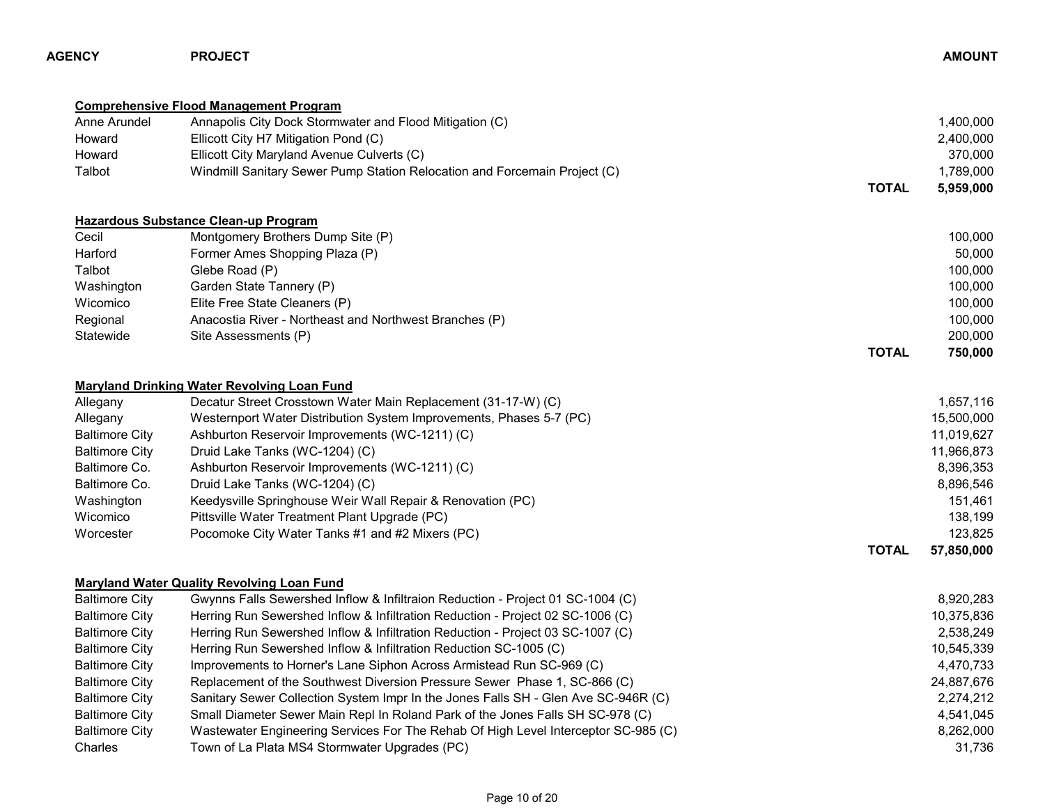| AGENCY | PROJECT | | AMOUNT |
|---|---|---|---|
| **Comprehensive Flood Management Program** | | | |
| Anne Arundel | Annapolis City Dock Stormwater and Flood Mitigation (C) | | 1,400,000 |
| Howard | Ellicott City H7 Mitigation Pond (C) | | 2,400,000 |
| Howard | Ellicott City Maryland Avenue Culverts (C) | | 370,000 |
| Talbot | Windmill Sanitary Sewer Pump Station Relocation and Forcemain Project (C) | | 1,789,000 |
| | | **TOTAL** | **5,959,000** |
| **Hazardous Substance Clean-up Program** | | | |
| Cecil | Montgomery Brothers Dump Site (P) | | 100,000 |
| Harford | Former Ames Shopping Plaza (P) | | 50,000 |
| Talbot | Glebe Road (P) | | 100,000 |
| Washington | Garden State Tannery (P) | | 100,000 |
| Wicomico | Elite Free State Cleaners (P) | | 100,000 |
| Regional | Anacostia River - Northeast and Northwest Branches (P) | | 100,000 |
| Statewide | Site Assessments (P) | | 200,000 |
| | | **TOTAL** | **750,000** |
| **Maryland Drinking Water Revolving Loan Fund** | | | |
| Allegany | Decatur Street Crosstown Water Main Replacement (31-17-W) (C) | | 1,657,116 |
| Allegany | Westernport Water Distribution System Improvements, Phases 5-7 (PC) | | 15,500,000 |
| Baltimore City | Ashburton Reservoir Improvements (WC-1211) (C) | | 11,019,627 |
| Baltimore City | Druid Lake Tanks (WC-1204) (C) | | 11,966,873 |
| Baltimore Co. | Ashburton Reservoir Improvements (WC-1211) (C) | | 8,396,353 |
| Baltimore Co. | Druid Lake Tanks (WC-1204) (C) | | 8,896,546 |
| Washington | Keedysville Springhouse Weir Wall Repair & Renovation (PC) | | 151,461 |
| Wicomico | Pittsville Water Treatment Plant Upgrade (PC) | | 138,199 |
| Worcester | Pocomoke City Water Tanks #1 and #2 Mixers (PC) | | 123,825 |
| | | **TOTAL** | **57,850,000** |
| **Maryland Water Quality Revolving Loan Fund** | | | |
| Baltimore City | Gwynns Falls Sewershed Inflow & Infiltraion Reduction - Project 01 SC-1004 (C) | | 8,920,283 |
| Baltimore City | Herring Run Sewershed Inflow & Infiltration Reduction - Project 02 SC-1006 (C) | | 10,375,836 |
| Baltimore City | Herring Run Sewershed Inflow & Infiltration Reduction - Project 03 SC-1007 (C) | | 2,538,249 |
| Baltimore City | Herring Run Sewershed Inflow & Infiltration Reduction SC-1005 (C) | | 10,545,339 |
| Baltimore City | Improvements to Horner's Lane Siphon Across Armistead Run SC-969 (C) | | 4,470,733 |
| Baltimore City | Replacement of the Southwest Diversion Pressure Sewer Phase 1, SC-866 (C) | | 24,887,676 |
| Baltimore City | Sanitary Sewer Collection System Impr In the Jones Falls SH - Glen Ave SC-946R (C) | | 2,274,212 |
| Baltimore City | Small Diameter Sewer Main Repl In Roland Park of the Jones Falls SH SC-978 (C) | | 4,541,045 |
| Baltimore City | Wastewater Engineering Services For The Rehab Of High Level Interceptor SC-985 (C) | | 8,262,000 |
| Charles | Town of La Plata MS4 Stormwater Upgrades (PC) | | 31,736 |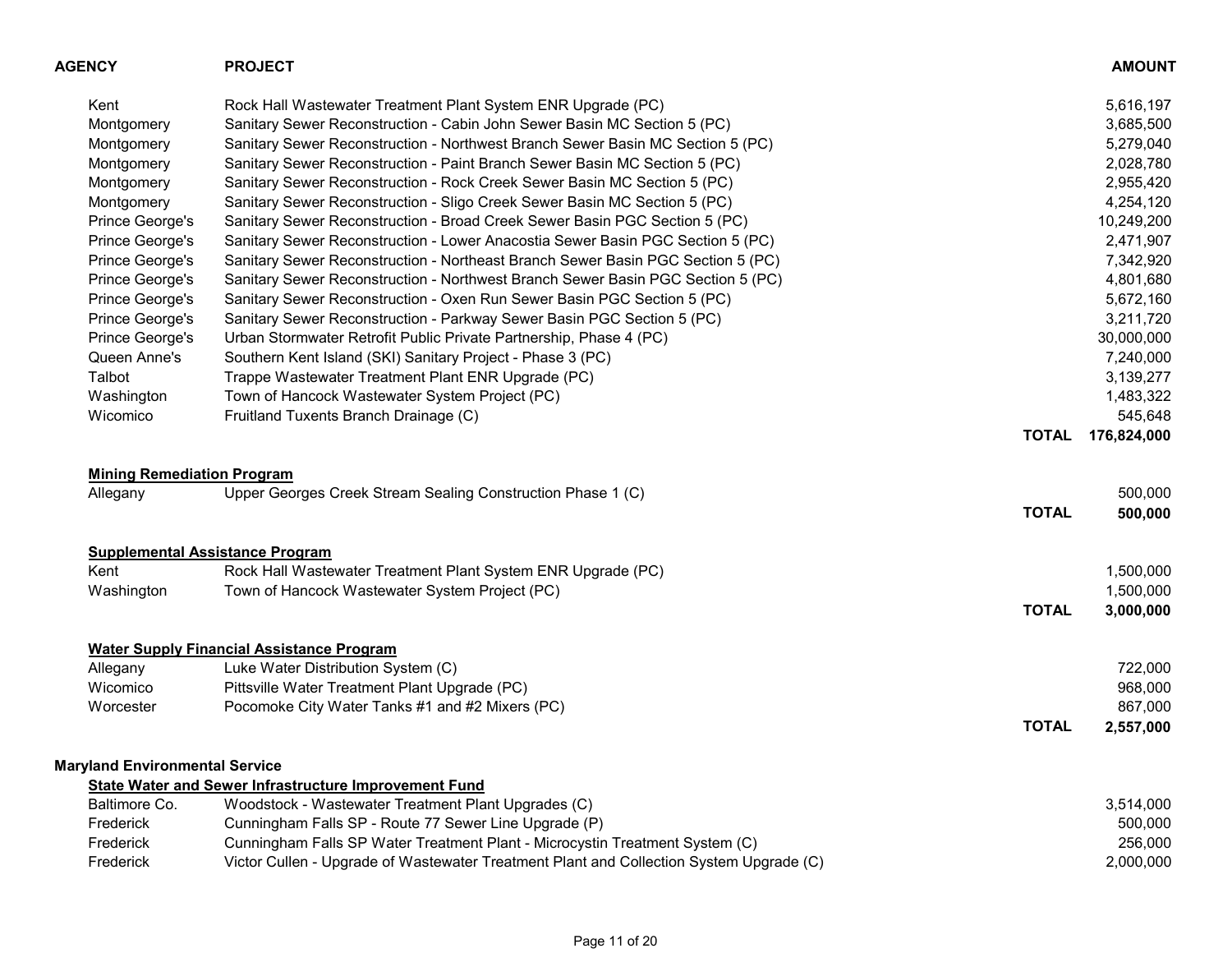| AGENCY | PROJECT | | AMOUNT |
|---|---|---|---|
| Kent | Rock Hall Wastewater Treatment Plant System ENR Upgrade (PC) | | 5,616,197 |
| Montgomery | Sanitary Sewer Reconstruction - Cabin John Sewer Basin MC Section 5 (PC) | | 3,685,500 |
| Montgomery | Sanitary Sewer Reconstruction - Northwest Branch Sewer Basin MC Section 5 (PC) | | 5,279,040 |
| Montgomery | Sanitary Sewer Reconstruction - Paint Branch Sewer Basin MC Section 5 (PC) | | 2,028,780 |
| Montgomery | Sanitary Sewer Reconstruction - Rock Creek Sewer Basin MC Section 5 (PC) | | 2,955,420 |
| Montgomery | Sanitary Sewer Reconstruction - Sligo Creek Sewer Basin MC Section 5 (PC) | | 4,254,120 |
| Prince George's | Sanitary Sewer Reconstruction - Broad Creek Sewer Basin PGC Section 5 (PC) | | 10,249,200 |
| Prince George's | Sanitary Sewer Reconstruction - Lower Anacostia Sewer Basin PGC Section 5 (PC) | | 2,471,907 |
| Prince George's | Sanitary Sewer Reconstruction - Northeast Branch Sewer Basin PGC Section 5 (PC) | | 7,342,920 |
| Prince George's | Sanitary Sewer Reconstruction - Northwest Branch Sewer Basin PGC Section 5 (PC) | | 4,801,680 |
| Prince George's | Sanitary Sewer Reconstruction - Oxen Run Sewer Basin PGC Section 5 (PC) | | 5,672,160 |
| Prince George's | Sanitary Sewer Reconstruction - Parkway Sewer Basin PGC Section 5 (PC) | | 3,211,720 |
| Prince George's | Urban Stormwater Retrofit Public Private Partnership, Phase 4 (PC) | | 30,000,000 |
| Queen Anne's | Southern Kent Island (SKI) Sanitary Project - Phase 3 (PC) | | 7,240,000 |
| Talbot | Trappe Wastewater Treatment Plant ENR Upgrade (PC) | | 3,139,277 |
| Washington | Town of Hancock Wastewater System Project (PC) | | 1,483,322 |
| Wicomico | Fruitland Tuxents Branch Drainage (C) | | 545,648 |
| | | **TOTAL** | **176,824,000** |
| **Mining Remediation Program** | | | |
| Allegany | Upper Georges Creek Stream Sealing Construction Phase 1 (C) | | 500,000 |
| | | **TOTAL** | **500,000** |
| **Supplemental Assistance Program** | | | |
| Kent | Rock Hall Wastewater Treatment Plant System ENR Upgrade (PC) | | 1,500,000 |
| Washington | Town of Hancock Wastewater System Project (PC) | | 1,500,000 |
| | | **TOTAL** | **3,000,000** |
| **Water Supply Financial Assistance Program** | | | |
| Allegany | Luke Water Distribution System (C) | | 722,000 |
| Wicomico | Pittsville Water Treatment Plant Upgrade (PC) | | 968,000 |
| Worcester | Pocomoke City Water Tanks #1 and #2 Mixers (PC) | | 867,000 |
| | | **TOTAL** | **2,557,000** |
| **Maryland Environmental Service** | | | |
| **State Water and Sewer Infrastructure Improvement Fund** | | | |
| Baltimore Co. | Woodstock - Wastewater Treatment Plant Upgrades (C) | | 3,514,000 |
| Frederick | Cunningham Falls SP - Route 77 Sewer Line Upgrade (P) | | 500,000 |
| Frederick | Cunningham Falls SP Water Treatment Plant - Microcystin Treatment System (C) | | 256,000 |
| Frederick | Victor Cullen - Upgrade of Wastewater Treatment Plant and Collection System Upgrade (C) | | 2,000,000 |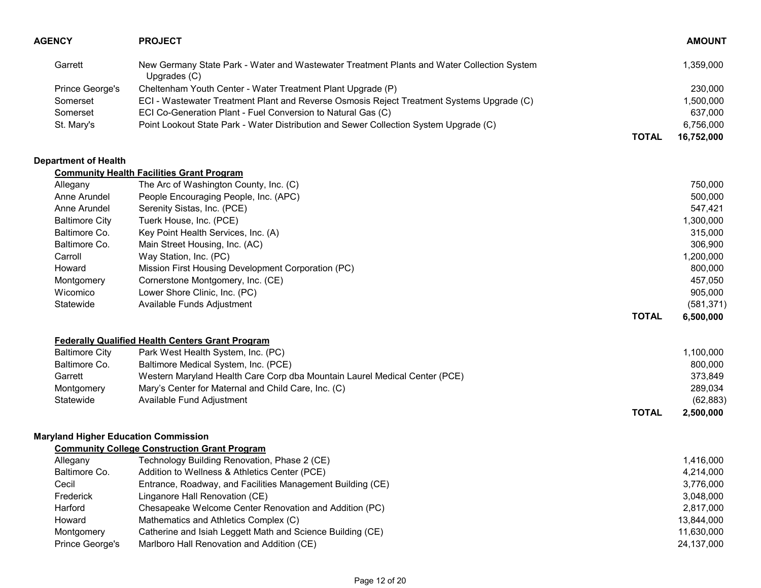| AGENCY | PROJECT | | AMOUNT |
|---|---|---|---|
| Garrett | New Germany State Park - Water and Wastewater Treatment Plants and Water Collection System Upgrades (C) | | 1,359,000 |
| Prince George's | Cheltenham Youth Center - Water Treatment Plant Upgrade (P) | | 230,000 |
| Somerset | ECI - Wastewater Treatment Plant and Reverse Osmosis Reject Treatment Systems Upgrade (C) | | 1,500,000 |
| Somerset | ECI Co-Generation Plant - Fuel Conversion to Natural Gas (C) | | 637,000 |
| St. Mary's | Point Lookout State Park - Water Distribution and Sewer Collection System Upgrade (C) | | 6,756,000 |
| | | **TOTAL** | **16,752,000** |

**Department of Health**

**Community Health Facilities Grant Program**

| AGENCY | PROJECT | | AMOUNT |
|---|---|---|---|
| Allegany | The Arc of Washington County, Inc. (C) | | 750,000 |
| Anne Arundel | People Encouraging People, Inc. (APC) | | 500,000 |
| Anne Arundel | Serenity Sistas, Inc. (PCE) | | 547,421 |
| Baltimore City | Tuerk House, Inc. (PCE) | | 1,300,000 |
| Baltimore Co. | Key Point Health Services, Inc. (A) | | 315,000 |
| Baltimore Co. | Main Street Housing, Inc. (AC) | | 306,900 |
| Carroll | Way Station, Inc. (PC) | | 1,200,000 |
| Howard | Mission First Housing Development Corporation (PC) | | 800,000 |
| Montgomery | Cornerstone Montgomery, Inc. (CE) | | 457,050 |
| Wicomico | Lower Shore Clinic, Inc. (PC) | | 905,000 |
| Statewide | Available Funds Adjustment | | (581,371) |
| | | **TOTAL** | **6,500,000** |

**Federally Qualified Health Centers Grant Program**

| AGENCY | PROJECT | | AMOUNT |
|---|---|---|---|
| Baltimore City | Park West Health System, Inc. (PC) | | 1,100,000 |
| Baltimore Co. | Baltimore Medical System, Inc. (PCE) | | 800,000 |
| Garrett | Western Maryland Health Care Corp dba Mountain Laurel Medical Center (PCE) | | 373,849 |
| Montgomery | Mary's Center for Maternal and Child Care, Inc. (C) | | 289,034 |
| Statewide | Available Fund Adjustment | | (62,883) |
| | | **TOTAL** | **2,500,000** |

**Maryland Higher Education Commission**

**Community College Construction Grant Program**

| AGENCY | PROJECT | | AMOUNT |
|---|---|---|---|
| Allegany | Technology Building Renovation, Phase 2 (CE) | | 1,416,000 |
| Baltimore Co. | Addition to Wellness & Athletics Center (PCE) | | 4,214,000 |
| Cecil | Entrance, Roadway, and Facilities Management Building (CE) | | 3,776,000 |
| Frederick | Linganore Hall Renovation (CE) | | 3,048,000 |
| Harford | Chesapeake Welcome Center Renovation and Addition (PC) | | 2,817,000 |
| Howard | Mathematics and Athletics Complex (C) | | 13,844,000 |
| Montgomery | Catherine and Isiah Leggett Math and Science Building (CE) | | 11,630,000 |
| Prince George's | Marlboro Hall Renovation and Addition (CE) | | 24,137,000 |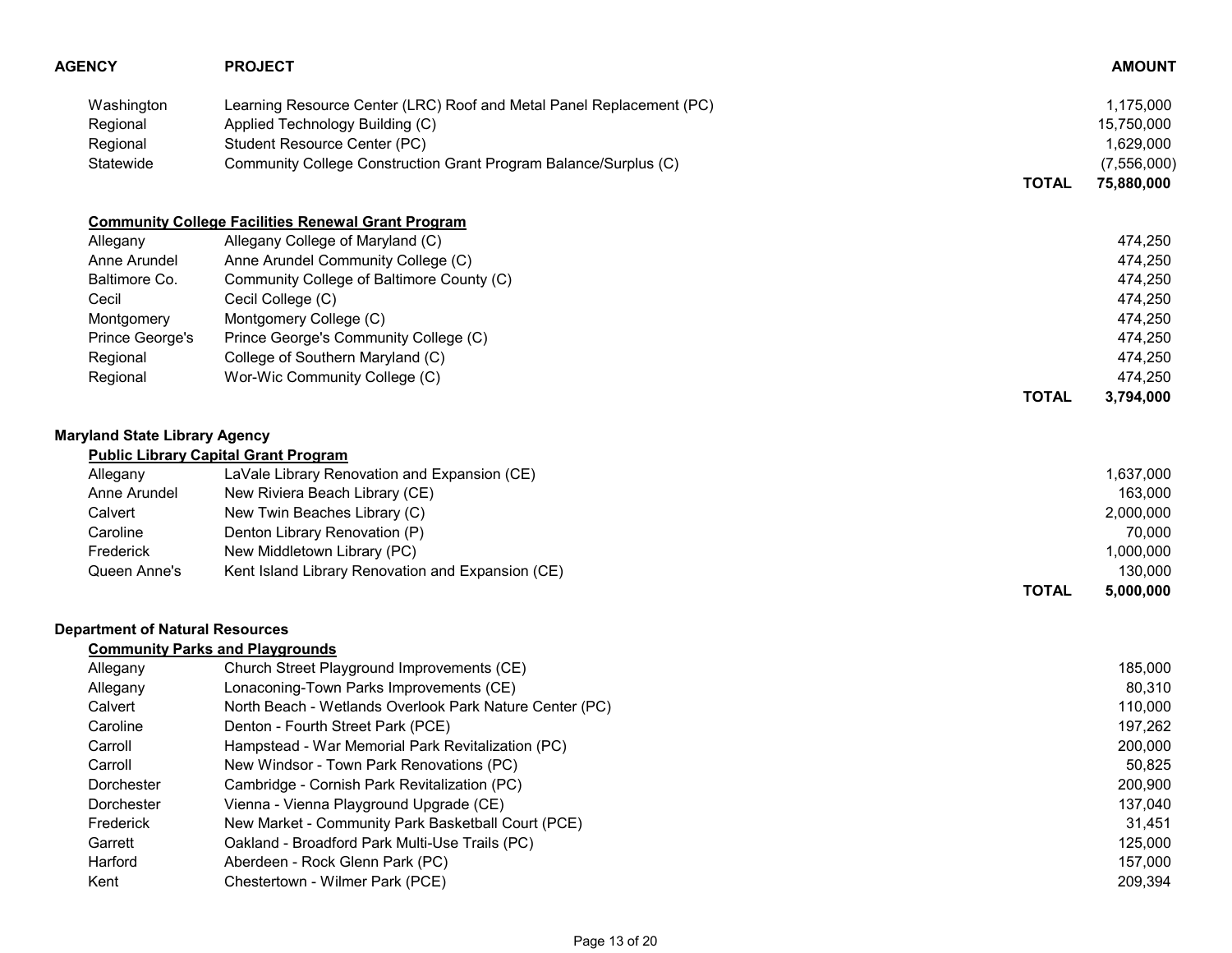| AGENCY | PROJECT | | AMOUNT |
|---|---|---|---|
| Washington | Learning Resource Center (LRC) Roof and Metal Panel Replacement (PC) | | 1,175,000 |
| Regional | Applied Technology Building (C) | | 15,750,000 |
| Regional | Student Resource Center (PC) | | 1,629,000 |
| Statewide | Community College Construction Grant Program Balance/Surplus (C) | | (7,556,000) |
| | | **TOTAL** | **75,880,000** |
| **Community College Facilities Renewal Grant Program** | | | |
| Allegany | Allegany College of Maryland (C) | | 474,250 |
| Anne Arundel | Anne Arundel Community College (C) | | 474,250 |
| Baltimore Co. | Community College of Baltimore County (C) | | 474,250 |
| Cecil | Cecil College (C) | | 474,250 |
| Montgomery | Montgomery College (C) | | 474,250 |
| Prince George's | Prince George's Community College (C) | | 474,250 |
| Regional | College of Southern Maryland (C) | | 474,250 |
| Regional | Wor-Wic Community College (C) | | 474,250 |
| | | **TOTAL** | **3,794,000** |
| **Maryland State Library Agency** | | | |
| **Public Library Capital Grant Program** | | | |
| Allegany | LaVale Library Renovation and Expansion (CE) | | 1,637,000 |
| Anne Arundel | New Riviera Beach Library (CE) | | 163,000 |
| Calvert | New Twin Beaches Library (C) | | 2,000,000 |
| Caroline | Denton Library Renovation (P) | | 70,000 |
| Frederick | New Middletown Library (PC) | | 1,000,000 |
| Queen Anne's | Kent Island Library Renovation and Expansion (CE) | | 130,000 |
| | | **TOTAL** | **5,000,000** |
| **Department of Natural Resources** | | | |
| **Community Parks and Playgrounds** | | | |
| Allegany | Church Street Playground Improvements (CE) | | 185,000 |
| Allegany | Lonaconing-Town Parks Improvements (CE) | | 80,310 |
| Calvert | North Beach - Wetlands Overlook Park Nature Center (PC) | | 110,000 |
| Caroline | Denton - Fourth Street Park (PCE) | | 197,262 |
| Carroll | Hampstead - War Memorial Park Revitalization (PC) | | 200,000 |
| Carroll | New Windsor - Town Park Renovations (PC) | | 50,825 |
| Dorchester | Cambridge - Cornish Park Revitalization (PC) | | 200,900 |
| Dorchester | Vienna - Vienna Playground Upgrade (CE) | | 137,040 |
| Frederick | New Market - Community Park Basketball Court (PCE) | | 31,451 |
| Garrett | Oakland - Broadford Park Multi-Use Trails (PC) | | 125,000 |
| Harford | Aberdeen - Rock Glenn Park (PC) | | 157,000 |
| Kent | Chestertown - Wilmer Park (PCE) | | 209,394 |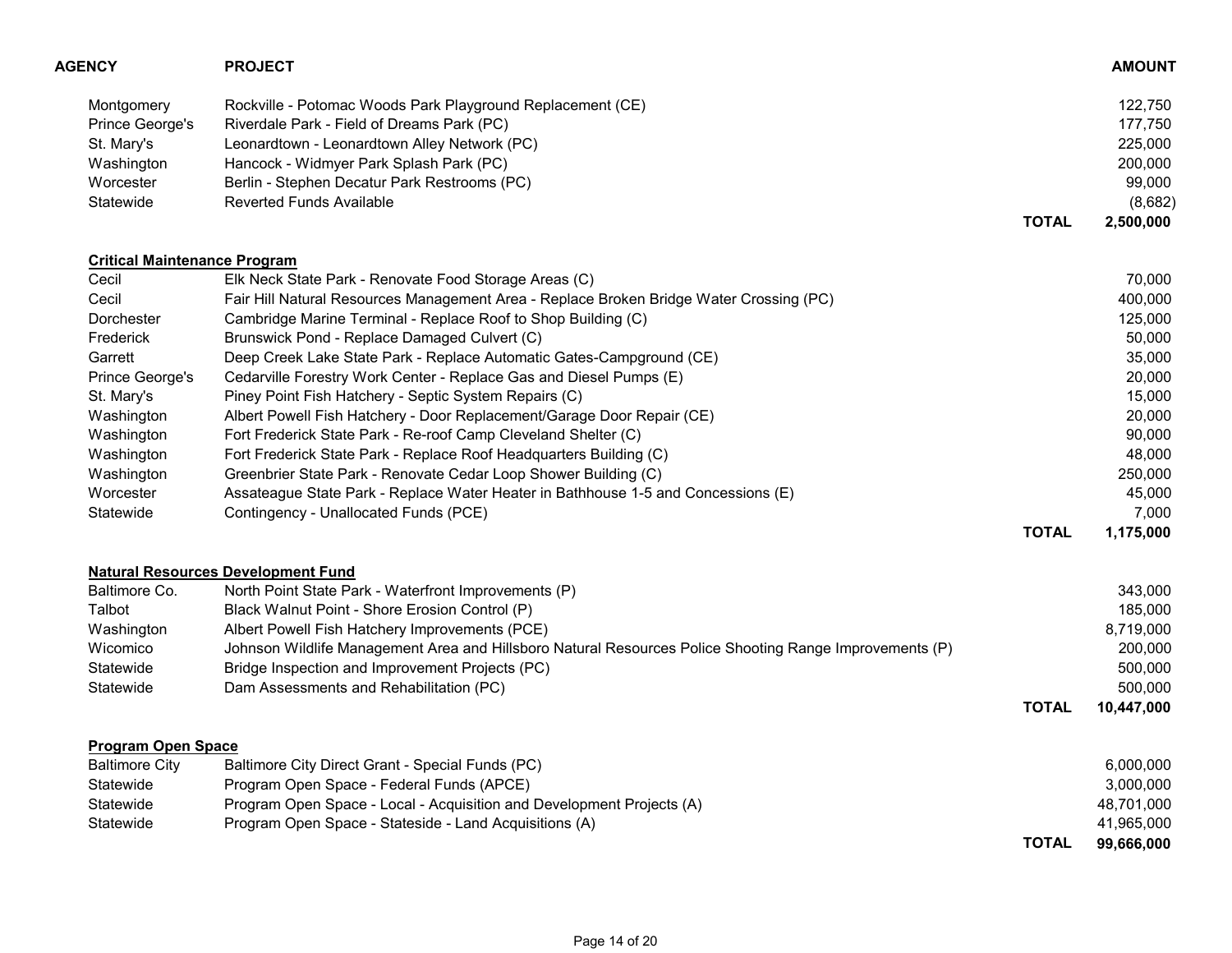| AGENCY | PROJECT | | AMOUNT |
|---|---|---|---|
| Montgomery | Rockville - Potomac Woods Park Playground Replacement (CE) | | 122,750 |
| Prince George's | Riverdale Park - Field of Dreams Park (PC) | | 177,750 |
| St. Mary's | Leonardtown - Leonardtown Alley Network (PC) | | 225,000 |
| Washington | Hancock - Widmyer Park Splash Park (PC) | | 200,000 |
| Worcester | Berlin - Stephen Decatur Park Restrooms (PC) | | 99,000 |
| Statewide | Reverted Funds Available | | (8,682) |
| | | **TOTAL** | **2,500,000** |
| **Critical Maintenance Program** | | | |
| Cecil | Elk Neck State Park - Renovate Food Storage Areas (C) | | 70,000 |
| Cecil | Fair Hill Natural Resources Management Area - Replace Broken Bridge Water Crossing (PC) | | 400,000 |
| Dorchester | Cambridge Marine Terminal - Replace Roof to Shop Building (C) | | 125,000 |
| Frederick | Brunswick Pond - Replace Damaged Culvert (C) | | 50,000 |
| Garrett | Deep Creek Lake State Park - Replace Automatic Gates-Campground (CE) | | 35,000 |
| Prince George's | Cedarville Forestry Work Center - Replace Gas and Diesel Pumps (E) | | 20,000 |
| St. Mary's | Piney Point Fish Hatchery - Septic System Repairs (C) | | 15,000 |
| Washington | Albert Powell Fish Hatchery - Door Replacement/Garage Door Repair (CE) | | 20,000 |
| Washington | Fort Frederick State Park - Re-roof Camp Cleveland Shelter (C) | | 90,000 |
| Washington | Fort Frederick State Park - Replace Roof Headquarters Building (C) | | 48,000 |
| Washington | Greenbrier State Park - Renovate Cedar Loop Shower Building (C) | | 250,000 |
| Worcester | Assateague State Park - Replace Water Heater in Bathhouse 1-5 and Concessions (E) | | 45,000 |
| Statewide | Contingency - Unallocated Funds (PCE) | | 7,000 |
| | | **TOTAL** | **1,175,000** |
| **Natural Resources Development Fund** | | | |
| Baltimore Co. | North Point State Park - Waterfront Improvements (P) | | 343,000 |
| Talbot | Black Walnut Point - Shore Erosion Control (P) | | 185,000 |
| Washington | Albert Powell Fish Hatchery Improvements (PCE) | | 8,719,000 |
| Wicomico | Johnson Wildlife Management Area and Hillsboro Natural Resources Police Shooting Range Improvements (P) | | 200,000 |
| Statewide | Bridge Inspection and Improvement Projects (PC) | | 500,000 |
| Statewide | Dam Assessments and Rehabilitation (PC) | | 500,000 |
| | | **TOTAL** | **10,447,000** |
| **Program Open Space** | | | |
| Baltimore City | Baltimore City Direct Grant - Special Funds (PC) | | 6,000,000 |
| Statewide | Program Open Space - Federal Funds (APCE) | | 3,000,000 |
| Statewide | Program Open Space - Local - Acquisition and Development Projects (A) | | 48,701,000 |
| Statewide | Program Open Space - Stateside - Land Acquisitions (A) | | 41,965,000 |
| | | **TOTAL** | **99,666,000** |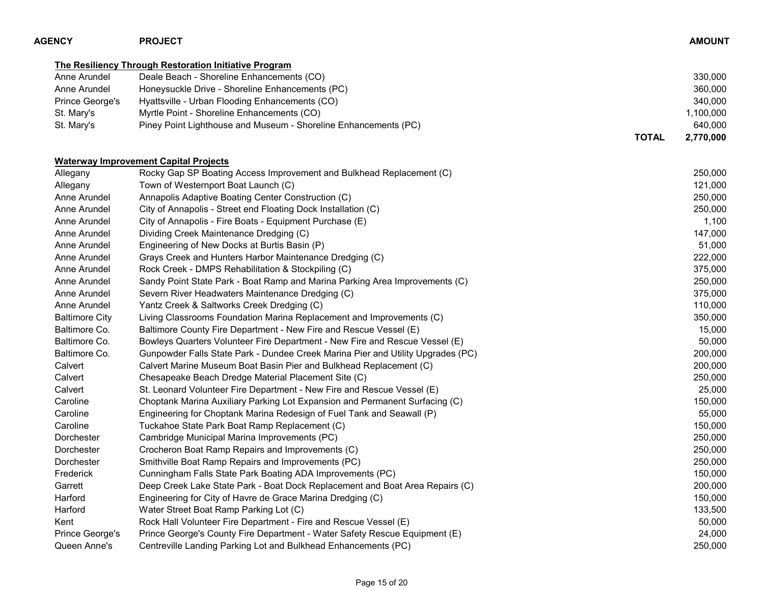| AGENCY | PROJECT | | AMOUNT |
|---|---|---|---|

**The Resiliency Through Restoration Initiative Program**

| AGENCY | PROJECT | | AMOUNT |
|---|---|---|---|
| Anne Arundel | Deale Beach - Shoreline Enhancements (CO) | | 330,000 |
| Anne Arundel | Honeysuckle Drive - Shoreline Enhancements (PC) | | 360,000 |
| Prince George's | Hyattsville - Urban Flooding Enhancements (CO) | | 340,000 |
| St. Mary's | Myrtle Point - Shoreline Enhancements (CO) | | 1,100,000 |
| St. Mary's | Piney Point Lighthouse and Museum - Shoreline Enhancements (PC) | | 640,000 |
| | | **TOTAL** | **2,770,000** |

**Waterway Improvement Capital Projects**

| AGENCY | PROJECT | AMOUNT |
|---|---|---|
| Allegany | Rocky Gap SP Boating Access Improvement and Bulkhead Replacement (C) | 250,000 |
| Allegany | Town of Westernport Boat Launch (C) | 121,000 |
| Anne Arundel | Annapolis Adaptive Boating Center Construction (C) | 250,000 |
| Anne Arundel | City of Annapolis - Street end Floating Dock Installation (C) | 250,000 |
| Anne Arundel | City of Annapolis - Fire Boats - Equipment Purchase (E) | 1,100 |
| Anne Arundel | Dividing Creek Maintenance Dredging (C) | 147,000 |
| Anne Arundel | Engineering of New Docks at Burtis Basin (P) | 51,000 |
| Anne Arundel | Grays Creek and Hunters Harbor Maintenance Dredging (C) | 222,000 |
| Anne Arundel | Rock Creek - DMPS Rehabilitation & Stockpiling (C) | 375,000 |
| Anne Arundel | Sandy Point State Park - Boat Ramp and Marina Parking Area Improvements (C) | 250,000 |
| Anne Arundel | Severn River Headwaters Maintenance Dredging (C) | 375,000 |
| Anne Arundel | Yantz Creek & Saltworks Creek Dredging (C) | 110,000 |
| Baltimore City | Living Classrooms Foundation Marina Replacement and Improvements (C) | 350,000 |
| Baltimore Co. | Baltimore County Fire Department - New Fire and Rescue Vessel (E) | 15,000 |
| Baltimore Co. | Bowleys Quarters Volunteer Fire Department - New Fire and Rescue Vessel (E) | 50,000 |
| Baltimore Co. | Gunpowder Falls State Park - Dundee Creek Marina Pier and Utility Upgrades (PC) | 200,000 |
| Calvert | Calvert Marine Museum Boat Basin Pier and Bulkhead Replacement (C) | 200,000 |
| Calvert | Chesapeake Beach Dredge Material Placement Site (C) | 250,000 |
| Calvert | St. Leonard Volunteer Fire Department - New Fire and Rescue Vessel (E) | 25,000 |
| Caroline | Choptank Marina Auxiliary Parking Lot Expansion and Permanent Surfacing (C) | 150,000 |
| Caroline | Engineering for Choptank Marina Redesign of Fuel Tank and Seawall (P) | 55,000 |
| Caroline | Tuckahoe State Park Boat Ramp Replacement (C) | 150,000 |
| Dorchester | Cambridge Municipal Marina Improvements (PC) | 250,000 |
| Dorchester | Crocheron Boat Ramp Repairs and Improvements (C) | 250,000 |
| Dorchester | Smithville Boat Ramp Repairs and Improvements (PC) | 250,000 |
| Frederick | Cunningham Falls State Park Boating ADA Improvements (PC) | 150,000 |
| Garrett | Deep Creek Lake State Park - Boat Dock Replacement and Boat Area Repairs (C) | 200,000 |
| Harford | Engineering for City of Havre de Grace Marina Dredging (C) | 150,000 |
| Harford | Water Street Boat Ramp Parking Lot (C) | 133,500 |
| Kent | Rock Hall Volunteer Fire Department - Fire and Rescue Vessel (E) | 50,000 |
| Prince George's | Prince George's County Fire Department - Water Safety Rescue Equipment (E) | 24,000 |
| Queen Anne's | Centreville Landing Parking Lot and Bulkhead Enhancements (PC) | 250,000 |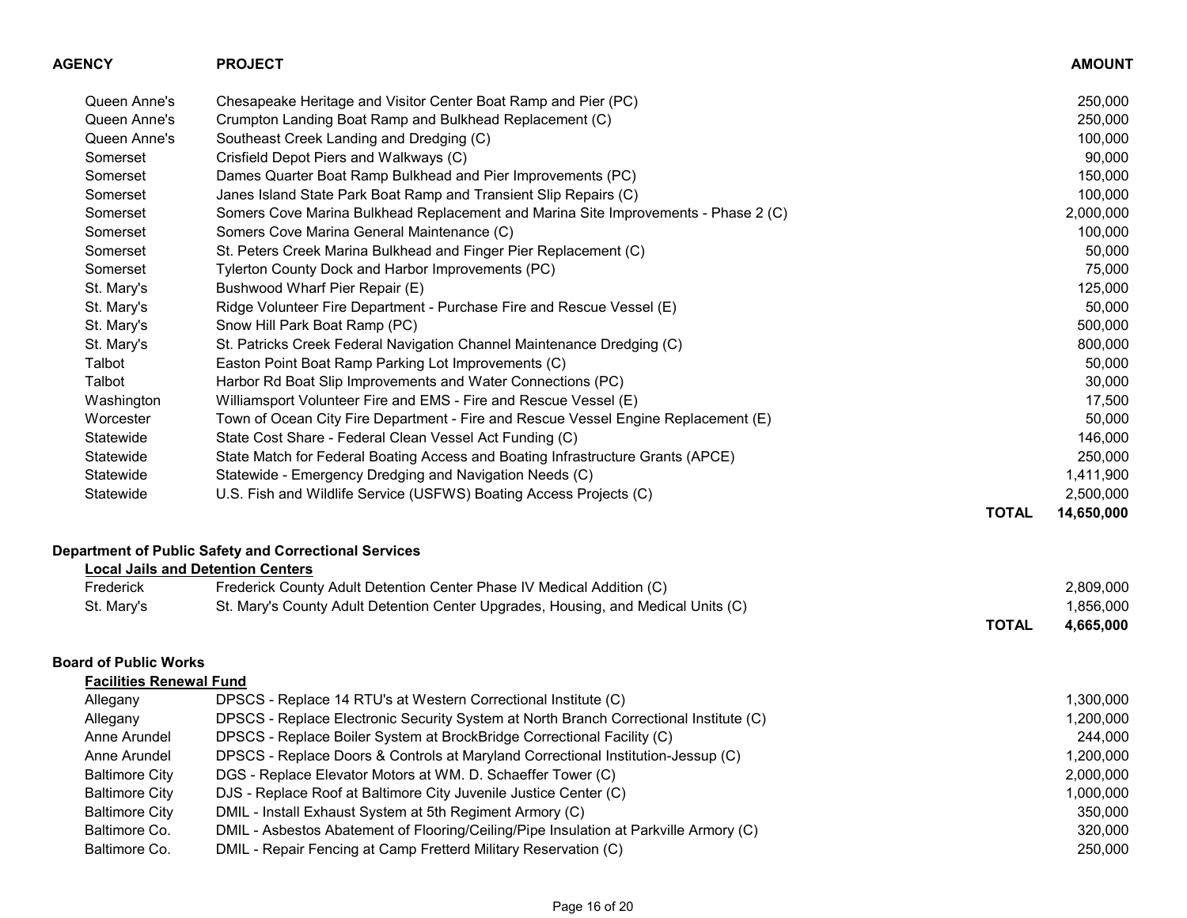| AGENCY | PROJECT | | AMOUNT |
|---|---|---|---|
| Queen Anne's | Chesapeake Heritage and Visitor Center Boat Ramp and Pier (PC) | | 250,000 |
| Queen Anne's | Crumpton Landing Boat Ramp and Bulkhead Replacement (C) | | 250,000 |
| Queen Anne's | Southeast Creek Landing and Dredging (C) | | 100,000 |
| Somerset | Crisfield Depot Piers and Walkways (C) | | 90,000 |
| Somerset | Dames Quarter Boat Ramp Bulkhead and Pier Improvements (PC) | | 150,000 |
| Somerset | Janes Island State Park Boat Ramp and Transient Slip Repairs (C) | | 100,000 |
| Somerset | Somers Cove Marina Bulkhead Replacement and Marina Site Improvements - Phase 2 (C) | | 2,000,000 |
| Somerset | Somers Cove Marina General Maintenance (C) | | 100,000 |
| Somerset | St. Peters Creek Marina Bulkhead and Finger Pier Replacement (C) | | 50,000 |
| Somerset | Tylerton County Dock and Harbor Improvements (PC) | | 75,000 |
| St. Mary's | Bushwood Wharf Pier Repair (E) | | 125,000 |
| St. Mary's | Ridge Volunteer Fire Department - Purchase Fire and Rescue Vessel (E) | | 50,000 |
| St. Mary's | Snow Hill Park Boat Ramp (PC) | | 500,000 |
| St. Mary's | St. Patricks Creek Federal Navigation Channel Maintenance Dredging (C) | | 800,000 |
| Talbot | Easton Point Boat Ramp Parking Lot Improvements (C) | | 50,000 |
| Talbot | Harbor Rd Boat Slip Improvements and Water Connections (PC) | | 30,000 |
| Washington | Williamsport Volunteer Fire and EMS - Fire and Rescue Vessel (E) | | 17,500 |
| Worcester | Town of Ocean City Fire Department - Fire and Rescue Vessel Engine Replacement (E) | | 50,000 |
| Statewide | State Cost Share - Federal Clean Vessel Act Funding (C) | | 146,000 |
| Statewide | State Match for Federal Boating Access and Boating Infrastructure Grants (APCE) | | 250,000 |
| Statewide | Statewide - Emergency Dredging and Navigation Needs (C) | | 1,411,900 |
| Statewide | U.S. Fish and Wildlife Service (USFWS) Boating Access Projects (C) | | 2,500,000 |
| | | **TOTAL** | **14,650,000** |

**Department of Public Safety and Correctional Services**

**Local Jails and Detention Centers**

| AGENCY | PROJECT | | AMOUNT |
|---|---|---|---|
| Frederick | Frederick County Adult Detention Center Phase IV Medical Addition (C) | | 2,809,000 |
| St. Mary's | St. Mary's County Adult Detention Center Upgrades, Housing, and Medical Units (C) | | 1,856,000 |
| | | **TOTAL** | **4,665,000** |

**Board of Public Works**

**Facilities Renewal Fund**

| AGENCY | PROJECT | | AMOUNT |
|---|---|---|---|
| Allegany | DPSCS - Replace 14 RTU's at Western Correctional Institute (C) | | 1,300,000 |
| Allegany | DPSCS - Replace Electronic Security System at North Branch Correctional Institute (C) | | 1,200,000 |
| Anne Arundel | DPSCS - Replace Boiler System at BrockBridge Correctional Facility (C) | | 244,000 |
| Anne Arundel | DPSCS - Replace Doors & Controls at Maryland Correctional Institution-Jessup (C) | | 1,200,000 |
| Baltimore City | DGS - Replace Elevator Motors at WM. D. Schaeffer Tower (C) | | 2,000,000 |
| Baltimore City | DJS - Replace Roof at Baltimore City Juvenile Justice Center (C) | | 1,000,000 |
| Baltimore City | DMIL - Install Exhaust System at 5th Regiment Armory (C) | | 350,000 |
| Baltimore Co. | DMIL - Asbestos Abatement of Flooring/Ceiling/Pipe Insulation at Parkville Armory (C) | | 320,000 |
| Baltimore Co. | DMIL - Repair Fencing at Camp Fretterd Military Reservation (C) | | 250,000 |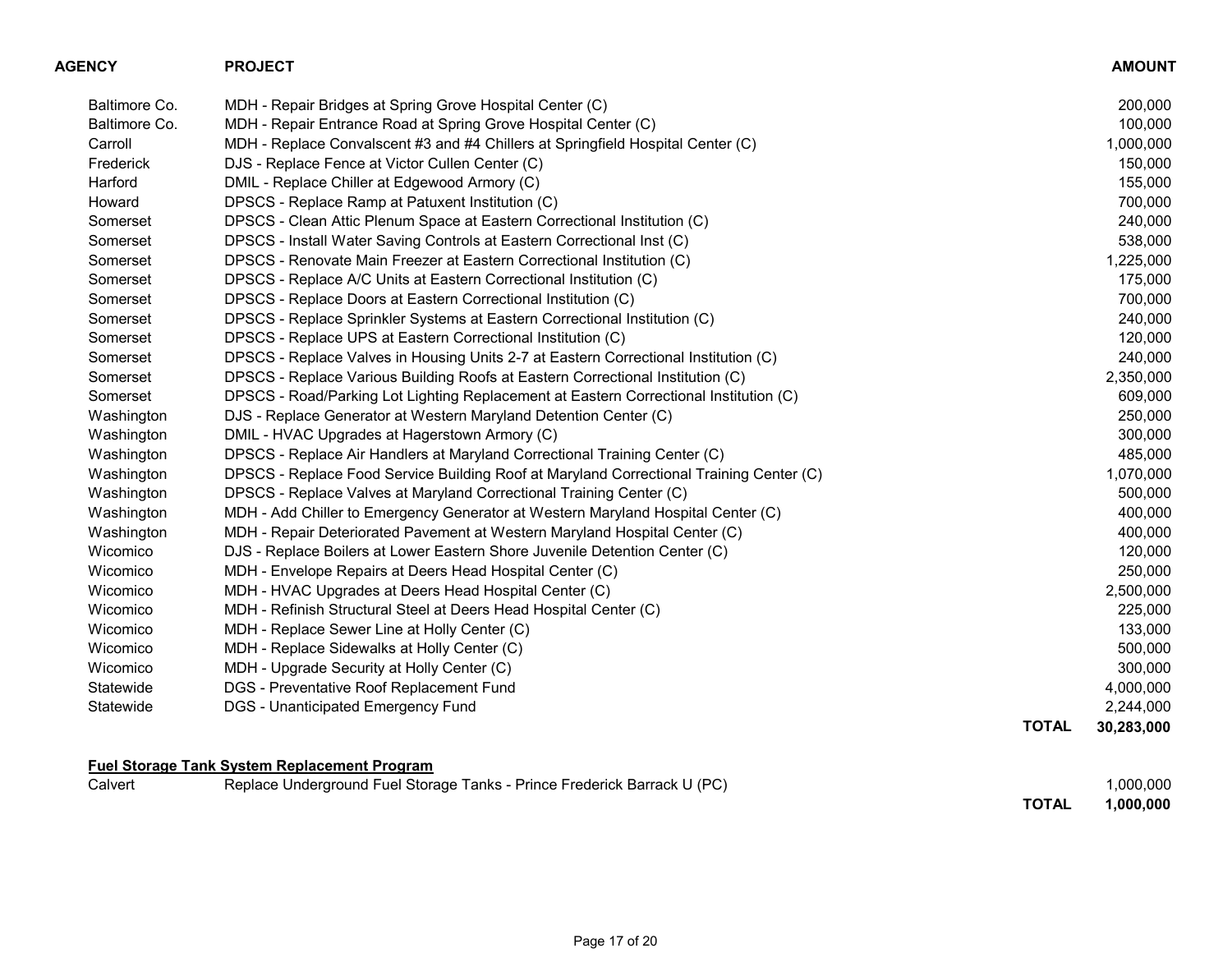| AGENCY | PROJECT | | AMOUNT |
|---|---|---|---|
| Baltimore Co. | MDH - Repair Bridges at Spring Grove Hospital Center (C) | | 200,000 |
| Baltimore Co. | MDH - Repair Entrance Road at Spring Grove Hospital Center (C) | | 100,000 |
| Carroll | MDH - Replace Convalscent #3 and #4 Chillers at Springfield Hospital Center (C) | | 1,000,000 |
| Frederick | DJS - Replace Fence at Victor Cullen Center (C) | | 150,000 |
| Harford | DMIL - Replace Chiller at Edgewood Armory (C) | | 155,000 |
| Howard | DPSCS - Replace Ramp at Patuxent Institution (C) | | 700,000 |
| Somerset | DPSCS - Clean Attic Plenum Space at Eastern Correctional Institution (C) | | 240,000 |
| Somerset | DPSCS - Install Water Saving Controls at Eastern Correctional Inst (C) | | 538,000 |
| Somerset | DPSCS - Renovate Main Freezer at Eastern Correctional Institution (C) | | 1,225,000 |
| Somerset | DPSCS - Replace A/C Units at Eastern Correctional Institution (C) | | 175,000 |
| Somerset | DPSCS - Replace Doors at Eastern Correctional Institution (C) | | 700,000 |
| Somerset | DPSCS - Replace Sprinkler Systems at Eastern Correctional Institution (C) | | 240,000 |
| Somerset | DPSCS - Replace UPS at Eastern Correctional Institution (C) | | 120,000 |
| Somerset | DPSCS - Replace Valves in Housing Units 2-7 at Eastern Correctional Institution (C) | | 240,000 |
| Somerset | DPSCS - Replace Various Building Roofs at Eastern Correctional Institution (C) | | 2,350,000 |
| Somerset | DPSCS - Road/Parking Lot Lighting Replacement at Eastern Correctional Institution (C) | | 609,000 |
| Washington | DJS - Replace Generator at Western Maryland Detention Center (C) | | 250,000 |
| Washington | DMIL - HVAC Upgrades at Hagerstown Armory (C) | | 300,000 |
| Washington | DPSCS - Replace Air Handlers at Maryland Correctional Training Center (C) | | 485,000 |
| Washington | DPSCS - Replace Food Service Building Roof at Maryland Correctional Training Center (C) | | 1,070,000 |
| Washington | DPSCS - Replace Valves at Maryland Correctional Training Center (C) | | 500,000 |
| Washington | MDH - Add Chiller to Emergency Generator at Western Maryland Hospital Center (C) | | 400,000 |
| Washington | MDH - Repair Deteriorated Pavement at Western Maryland Hospital Center (C) | | 400,000 |
| Wicomico | DJS - Replace Boilers at Lower Eastern Shore Juvenile Detention Center (C) | | 120,000 |
| Wicomico | MDH - Envelope Repairs at Deers Head Hospital Center (C) | | 250,000 |
| Wicomico | MDH - HVAC Upgrades at Deers Head Hospital Center (C) | | 2,500,000 |
| Wicomico | MDH - Refinish Structural Steel at Deers Head Hospital Center (C) | | 225,000 |
| Wicomico | MDH - Replace Sewer Line at Holly Center (C) | | 133,000 |
| Wicomico | MDH - Replace Sidewalks at Holly Center (C) | | 500,000 |
| Wicomico | MDH - Upgrade Security at Holly Center (C) | | 300,000 |
| Statewide | DGS - Preventative Roof Replacement Fund | | 4,000,000 |
| Statewide | DGS - Unanticipated Emergency Fund | | 2,244,000 |
| | | **TOTAL** | **30,283,000** |
| **Fuel Storage Tank System Replacement Program** | | | |
| Calvert | Replace Underground Fuel Storage Tanks - Prince Frederick Barrack U (PC) | | 1,000,000 |
| | | **TOTAL** | **1,000,000** |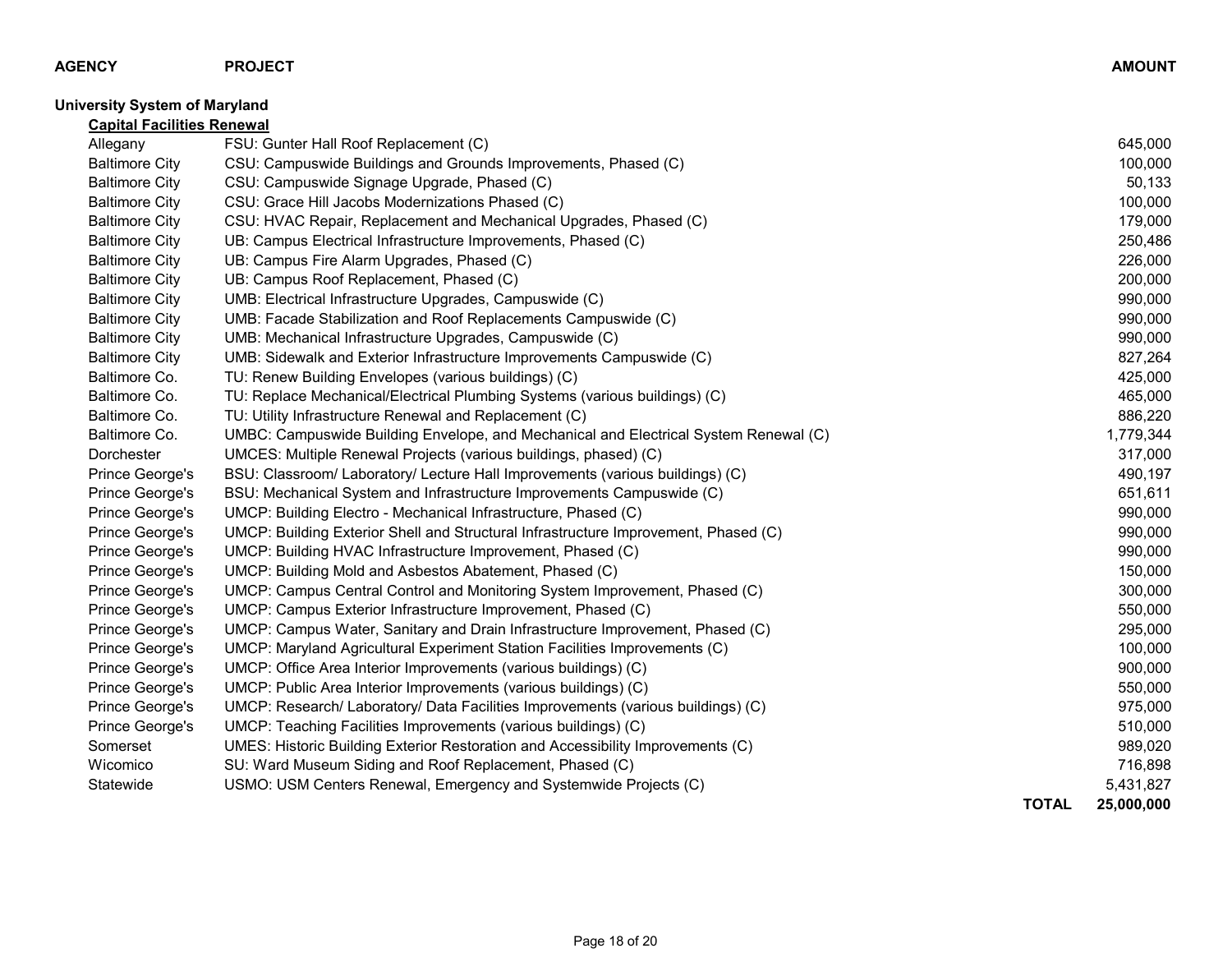| AGENCY | PROJECT | AMOUNT |
|---|---|---|
| **University System of Maryland** | | |
| **Capital Facilities Renewal** | | |
| Allegany | FSU: Gunter Hall Roof Replacement (C) | 645,000 |
| Baltimore City | CSU: Campuswide Buildings and Grounds Improvements, Phased (C) | 100,000 |
| Baltimore City | CSU: Campuswide Signage Upgrade, Phased (C) | 50,133 |
| Baltimore City | CSU: Grace Hill Jacobs Modernizations Phased (C) | 100,000 |
| Baltimore City | CSU: HVAC Repair, Replacement and Mechanical Upgrades, Phased (C) | 179,000 |
| Baltimore City | UB: Campus Electrical Infrastructure Improvements, Phased (C) | 250,486 |
| Baltimore City | UB: Campus Fire Alarm Upgrades, Phased (C) | 226,000 |
| Baltimore City | UB: Campus Roof Replacement, Phased (C) | 200,000 |
| Baltimore City | UMB: Electrical Infrastructure Upgrades, Campuswide (C) | 990,000 |
| Baltimore City | UMB: Facade Stabilization and Roof Replacements Campuswide (C) | 990,000 |
| Baltimore City | UMB: Mechanical Infrastructure Upgrades, Campuswide (C) | 990,000 |
| Baltimore City | UMB: Sidewalk and Exterior Infrastructure Improvements Campuswide (C) | 827,264 |
| Baltimore Co. | TU: Renew Building Envelopes (various buildings) (C) | 425,000 |
| Baltimore Co. | TU: Replace Mechanical/Electrical Plumbing Systems (various buildings) (C) | 465,000 |
| Baltimore Co. | TU: Utility Infrastructure Renewal and Replacement (C) | 886,220 |
| Baltimore Co. | UMBC: Campuswide Building Envelope, and Mechanical and Electrical System Renewal (C) | 1,779,344 |
| Dorchester | UMCES: Multiple Renewal Projects (various buildings, phased) (C) | 317,000 |
| Prince George's | BSU: Classroom/ Laboratory/ Lecture Hall Improvements (various buildings) (C) | 490,197 |
| Prince George's | BSU: Mechanical System and Infrastructure Improvements Campuswide (C) | 651,611 |
| Prince George's | UMCP: Building Electro - Mechanical Infrastructure, Phased (C) | 990,000 |
| Prince George's | UMCP: Building Exterior Shell and Structural Infrastructure Improvement, Phased (C) | 990,000 |
| Prince George's | UMCP: Building HVAC Infrastructure Improvement, Phased (C) | 990,000 |
| Prince George's | UMCP: Building Mold and Asbestos Abatement, Phased (C) | 150,000 |
| Prince George's | UMCP: Campus Central Control and Monitoring System Improvement, Phased (C) | 300,000 |
| Prince George's | UMCP: Campus Exterior Infrastructure Improvement, Phased (C) | 550,000 |
| Prince George's | UMCP: Campus Water, Sanitary and Drain Infrastructure Improvement, Phased (C) | 295,000 |
| Prince George's | UMCP: Maryland Agricultural Experiment Station Facilities Improvements (C) | 100,000 |
| Prince George's | UMCP: Office Area Interior Improvements (various buildings) (C) | 900,000 |
| Prince George's | UMCP: Public Area Interior Improvements (various buildings) (C) | 550,000 |
| Prince George's | UMCP: Research/ Laboratory/ Data Facilities Improvements (various buildings) (C) | 975,000 |
| Prince George's | UMCP: Teaching Facilities Improvements (various buildings) (C) | 510,000 |
| Somerset | UMES: Historic Building Exterior Restoration and Accessibility Improvements (C) | 989,020 |
| Wicomico | SU: Ward Museum Siding and Roof Replacement, Phased (C) | 716,898 |
| Statewide | USMO: USM Centers Renewal, Emergency and Systemwide Projects (C) | 5,431,827 |
| | **TOTAL** | **25,000,000** |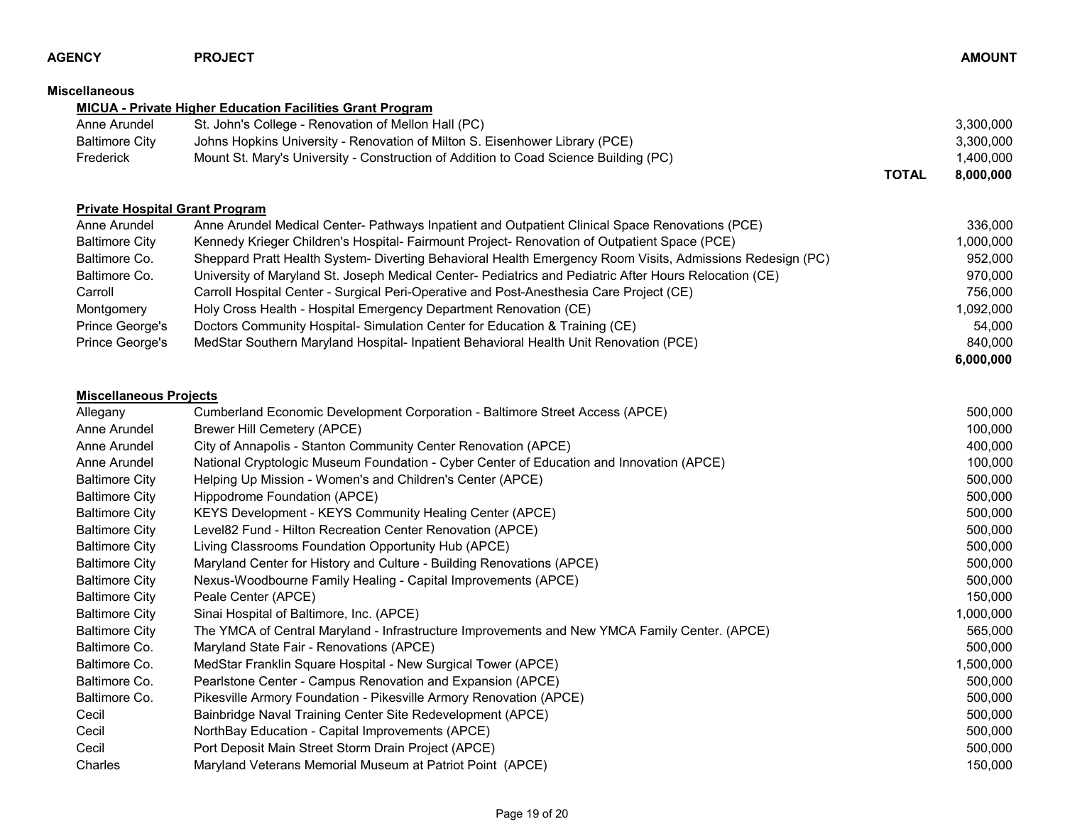| AGENCY | PROJECT | | AMOUNT |
|---|---|---|---|
| **Miscellaneous** | | | |
| **MICUA - Private Higher Education Facilities Grant Program** | | | |
| Anne Arundel | St. John's College - Renovation of Mellon Hall (PC) | | 3,300,000 |
| Baltimore City | Johns Hopkins University - Renovation of Milton S. Eisenhower Library (PCE) | | 3,300,000 |
| Frederick | Mount St. Mary's University - Construction of Addition to Coad Science Building (PC) | | 1,400,000 |
| | | **TOTAL** | **8,000,000** |
| **Private Hospital Grant Program** | | | |
| Anne Arundel | Anne Arundel Medical Center- Pathways Inpatient and Outpatient Clinical Space Renovations (PCE) | | 336,000 |
| Baltimore City | Kennedy Krieger Children's Hospital- Fairmount Project- Renovation of Outpatient Space (PCE) | | 1,000,000 |
| Baltimore Co. | Sheppard Pratt Health System- Diverting Behavioral Health Emergency Room Visits, Admissions Redesign (PC) | | 952,000 |
| Baltimore Co. | University of Maryland St. Joseph Medical Center- Pediatrics and Pediatric After Hours Relocation (CE) | | 970,000 |
| Carroll | Carroll Hospital Center - Surgical Peri-Operative and Post-Anesthesia Care Project (CE) | | 756,000 |
| Montgomery | Holy Cross Health - Hospital Emergency Department Renovation (CE) | | 1,092,000 |
| Prince George's | Doctors Community Hospital- Simulation Center for Education & Training (CE) | | 54,000 |
| Prince George's | MedStar Southern Maryland Hospital- Inpatient Behavioral Health Unit Renovation (PCE) | | 840,000 |
| | | | **6,000,000** |
| **Miscellaneous Projects** | | | |
| Allegany | Cumberland Economic Development Corporation - Baltimore Street Access (APCE) | | 500,000 |
| Anne Arundel | Brewer Hill Cemetery (APCE) | | 100,000 |
| Anne Arundel | City of Annapolis - Stanton Community Center Renovation (APCE) | | 400,000 |
| Anne Arundel | National Cryptologic Museum Foundation - Cyber Center of Education and Innovation (APCE) | | 100,000 |
| Baltimore City | Helping Up Mission - Women's and Children's Center (APCE) | | 500,000 |
| Baltimore City | Hippodrome Foundation (APCE) | | 500,000 |
| Baltimore City | KEYS Development - KEYS Community Healing Center (APCE) | | 500,000 |
| Baltimore City | Level82 Fund - Hilton Recreation Center Renovation (APCE) | | 500,000 |
| Baltimore City | Living Classrooms Foundation Opportunity Hub (APCE) | | 500,000 |
| Baltimore City | Maryland Center for History and Culture - Building Renovations (APCE) | | 500,000 |
| Baltimore City | Nexus-Woodbourne Family Healing - Capital Improvements (APCE) | | 500,000 |
| Baltimore City | Peale Center (APCE) | | 150,000 |
| Baltimore City | Sinai Hospital of Baltimore, Inc. (APCE) | | 1,000,000 |
| Baltimore City | The YMCA of Central Maryland - Infrastructure Improvements and New YMCA Family Center. (APCE) | | 565,000 |
| Baltimore Co. | Maryland State Fair - Renovations (APCE) | | 500,000 |
| Baltimore Co. | MedStar Franklin Square Hospital - New Surgical Tower (APCE) | | 1,500,000 |
| Baltimore Co. | Pearlstone Center - Campus Renovation and Expansion (APCE) | | 500,000 |
| Baltimore Co. | Pikesville Armory Foundation - Pikesville Armory Renovation (APCE) | | 500,000 |
| Cecil | Bainbridge Naval Training Center Site Redevelopment (APCE) | | 500,000 |
| Cecil | NorthBay Education - Capital Improvements (APCE) | | 500,000 |
| Cecil | Port Deposit Main Street Storm Drain Project (APCE) | | 500,000 |
| Charles | Maryland Veterans Memorial Museum at Patriot Point (APCE) | | 150,000 |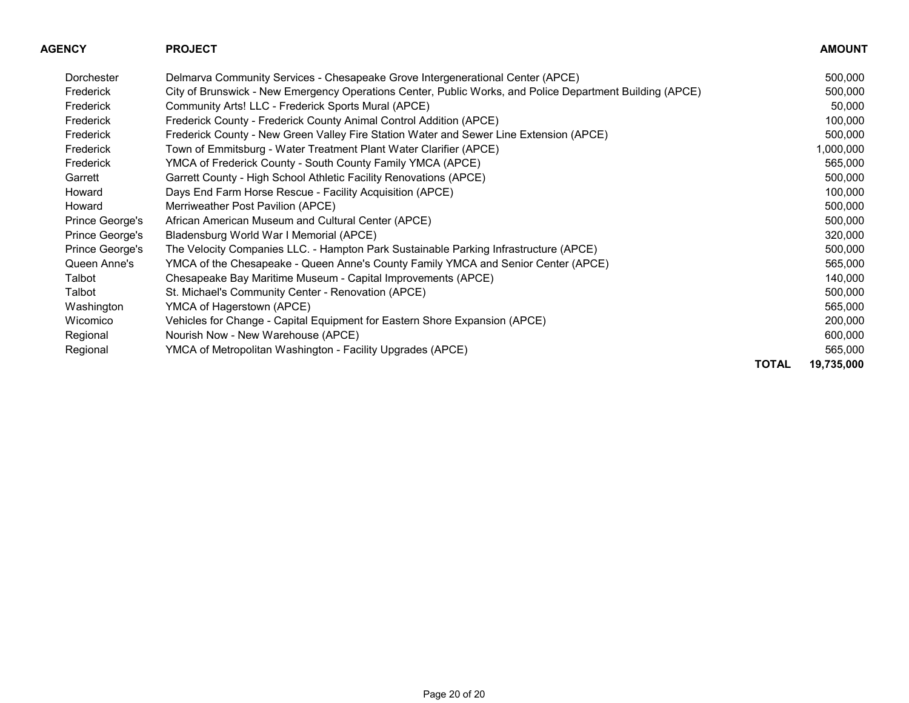| AGENCY | PROJECT | AMOUNT |
|---|---|---|
| Dorchester | Delmarva Community Services - Chesapeake Grove Intergenerational Center (APCE) | 500,000 |
| Frederick | City of Brunswick - New Emergency Operations Center, Public Works, and Police Department Building (APCE) | 500,000 |
| Frederick | Community Arts! LLC - Frederick Sports Mural (APCE) | 50,000 |
| Frederick | Frederick County - Frederick County Animal Control Addition (APCE) | 100,000 |
| Frederick | Frederick County - New Green Valley Fire Station Water and Sewer Line Extension (APCE) | 500,000 |
| Frederick | Town of Emmitsburg - Water Treatment Plant Water Clarifier (APCE) | 1,000,000 |
| Frederick | YMCA of Frederick County - South County Family YMCA (APCE) | 565,000 |
| Garrett | Garrett County - High School Athletic Facility Renovations (APCE) | 500,000 |
| Howard | Days End Farm Horse Rescue - Facility Acquisition (APCE) | 100,000 |
| Howard | Merriweather Post Pavilion (APCE) | 500,000 |
| Prince George's | African American Museum and Cultural Center (APCE) | 500,000 |
| Prince George's | Bladensburg World War I Memorial (APCE) | 320,000 |
| Prince George's | The Velocity Companies LLC. - Hampton Park Sustainable Parking Infrastructure (APCE) | 500,000 |
| Queen Anne's | YMCA of the Chesapeake - Queen Anne's County Family YMCA and Senior Center (APCE) | 565,000 |
| Talbot | Chesapeake Bay Maritime Museum - Capital Improvements (APCE) | 140,000 |
| Talbot | St. Michael's Community Center - Renovation (APCE) | 500,000 |
| Washington | YMCA of Hagerstown (APCE) | 565,000 |
| Wicomico | Vehicles for Change - Capital Equipment for Eastern Shore Expansion (APCE) | 200,000 |
| Regional | Nourish Now - New Warehouse (APCE) | 600,000 |
| Regional | YMCA of Metropolitan Washington - Facility Upgrades (APCE) | 565,000 |
| | **TOTAL** | **19,735,000** |